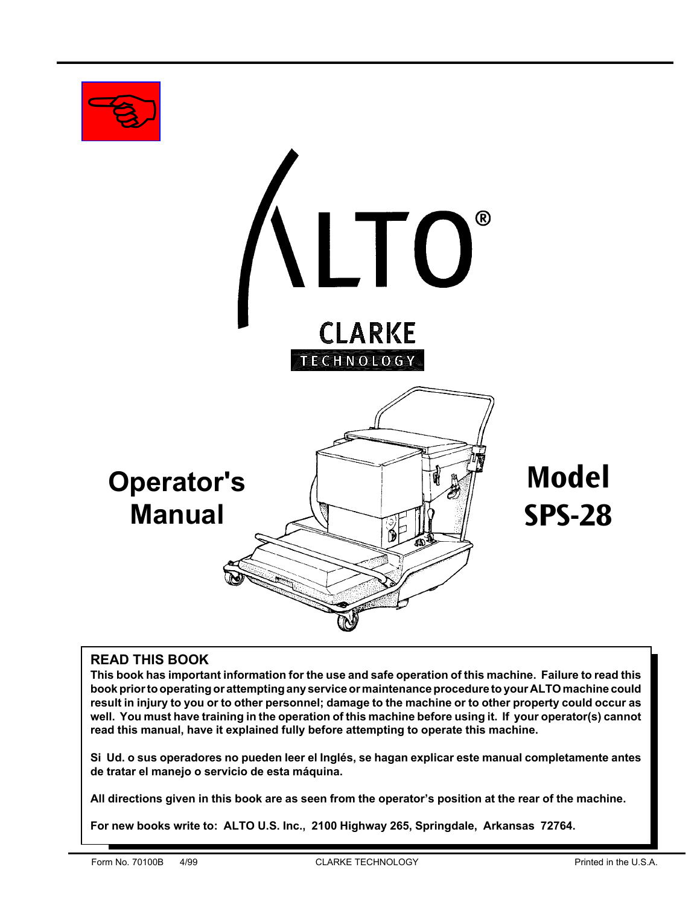# ALTO®

CLARKE
TECHNOLOGY

# Operator's Manual

# Model SPS-28

## READ THIS BOOK

**This book has important information for the use and safe operation of this machine. Failure to read this book prior to operating or attempting any service or maintenance procedure to your ALTO machine could result in injury to you or to other personnel; damage to the machine or to other property could occur as well. You must have training in the operation of this machine before using it. If your operator(s) cannot read this manual, have it explained fully before attempting to operate this machine.**

**Si Ud. o sus operadores no pueden leer el Inglés, se hagan explicar este manual completamente antes de tratar el manejo o servicio de esta máquina.**

**All directions given in this book are as seen from the operator's position at the rear of the machine.**

**For new books write to: ALTO U.S. Inc., 2100 Highway 265, Springdale, Arkansas 72764.**

Form No. 70100B 4/99 CLARKE TECHNOLOGY Printed in the U.S.A.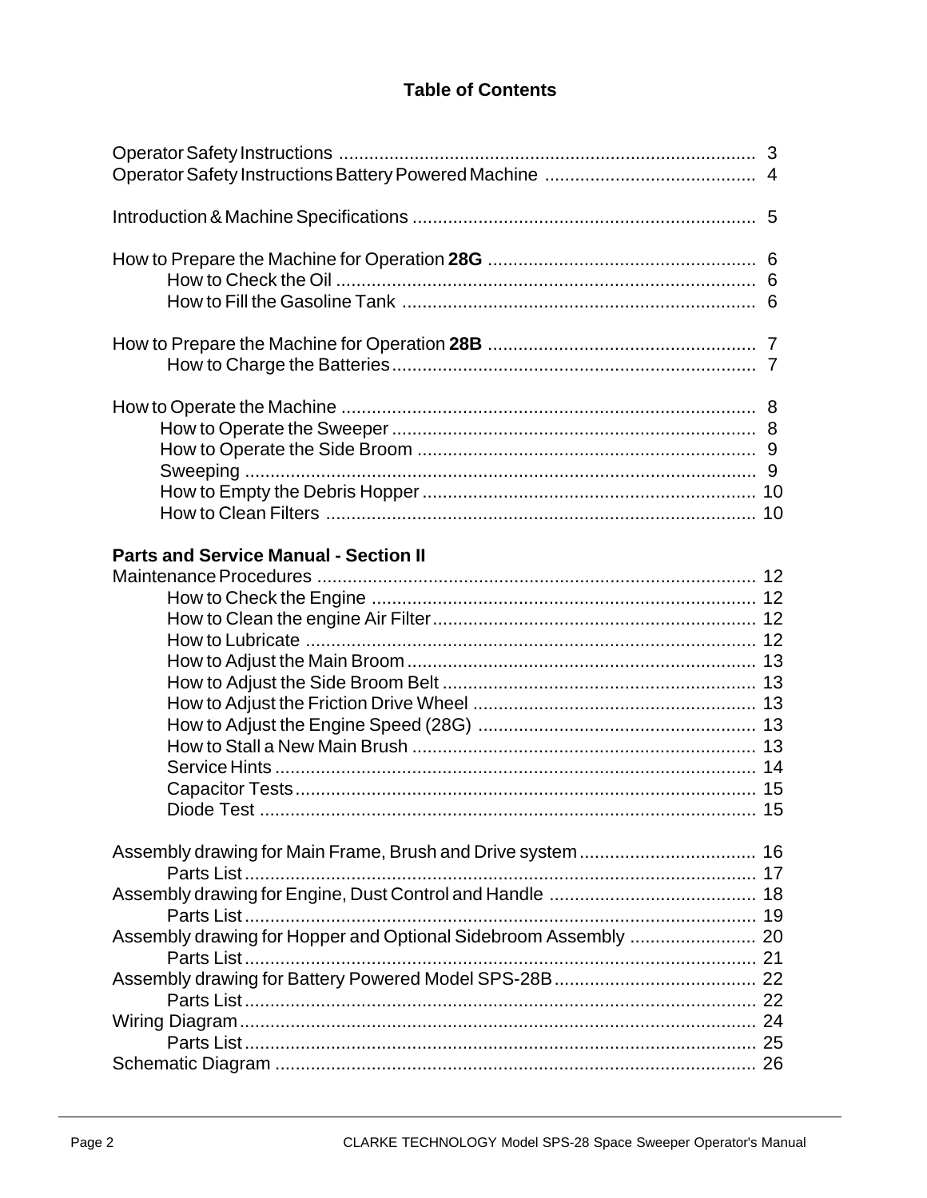## Table of Contents

| | |
|---|---|
| Operator Safety Instructions | 3 |
| Operator Safety Instructions Battery Powered Machine | 4 |
| | |
| Introduction & Machine Specifications | 5 |
| | |
| How to Prepare the Machine for Operation **28G** | 6 |
| How to Check the Oil | 6 |
| How to Fill the Gasoline Tank | 6 |
| | |
| How to Prepare the Machine for Operation **28B** | 7 |
| How to Charge the Batteries | 7 |
| | |
| How to Operate the Machine | 8 |
| How to Operate the Sweeper | 8 |
| How to Operate the Side Broom | 9 |
| Sweeping | 9 |
| How to Empty the Debris Hopper | 10 |
| How to Clean Filters | 10 |
| | |
| **Parts and Service Manual - Section II** | |
| Maintenance Procedures | 12 |
| How to Check the Engine | 12 |
| How to Clean the engine Air Filter | 12 |
| How to Lubricate | 12 |
| How to Adjust the Main Broom | 13 |
| How to Adjust the Side Broom Belt | 13 |
| How to Adjust the Friction Drive Wheel | 13 |
| How to Adjust the Engine Speed (28G) | 13 |
| How to Stall a New Main Brush | 13 |
| Service Hints | 14 |
| Capacitor Tests | 15 |
| Diode Test | 15 |
| | |
| Assembly drawing for Main Frame, Brush and Drive system | 16 |
| Parts List | 17 |
| Assembly drawing for Engine, Dust Control and Handle | 18 |
| Parts List | 19 |
| Assembly drawing for Hopper and Optional Sidebroom Assembly | 20 |
| Parts List | 21 |
| Assembly drawing for Battery Powered Model SPS-28B | 22 |
| Parts List | 22 |
| Wiring Diagram | 24 |
| Parts List | 25 |
| Schematic Diagram | 26 |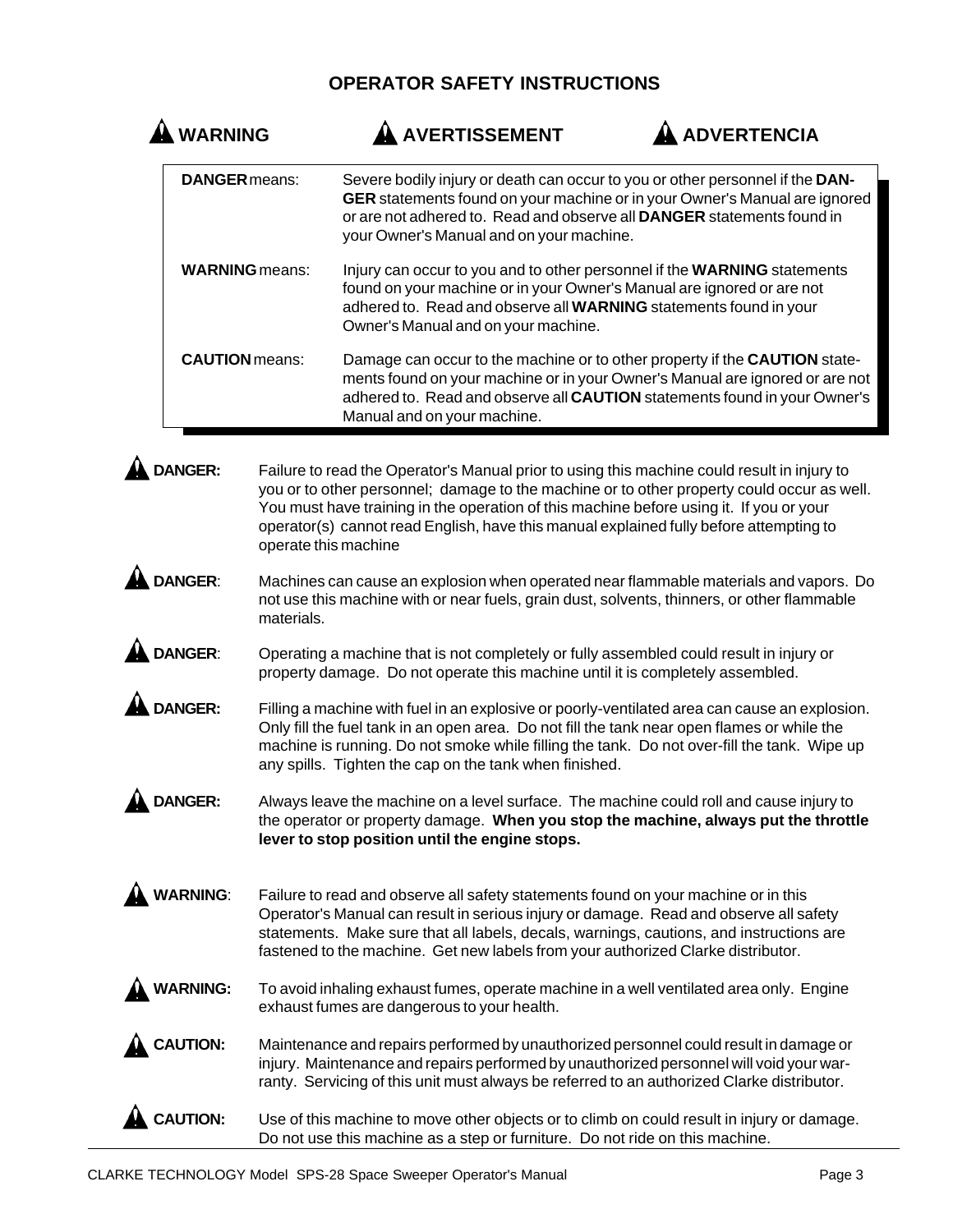# OPERATOR SAFETY INSTRUCTIONS

**WARNING** **AVERTISSEMENT** **ADVERTENCIA**

| | |
|---|---|
| **DANGER** means: | Severe bodily injury or death can occur to you or other personnel if the **DANGER** statements found on your machine or in your Owner's Manual are ignored or are not adhered to. Read and observe all **DANGER** statements found in your Owner's Manual and on your machine. |
| **WARNING** means: | Injury can occur to you and to other personnel if the **WARNING** statements found on your machine or in your Owner's Manual are ignored or are not adhered to. Read and observe all **WARNING** statements found in your Owner's Manual and on your machine. |
| **CAUTION** means: | Damage can occur to the machine or to other property if the **CAUTION** statements found on your machine or in your Owner's Manual are ignored or are not adhered to. Read and observe all **CAUTION** statements found in your Owner's Manual and on your machine. |

**DANGER:** Failure to read the Operator's Manual prior to using this machine could result in injury to you or to other personnel; damage to the machine or to other property could occur as well. You must have training in the operation of this machine before using it. If you or your operator(s) cannot read English, have this manual explained fully before attempting to operate this machine

**DANGER**: Machines can cause an explosion when operated near flammable materials and vapors. Do not use this machine with or near fuels, grain dust, solvents, thinners, or other flammable materials.

**DANGER**: Operating a machine that is not completely or fully assembled could result in injury or property damage. Do not operate this machine until it is completely assembled.

**DANGER:** Filling a machine with fuel in an explosive or poorly-ventilated area can cause an explosion. Only fill the fuel tank in an open area. Do not fill the tank near open flames or while the machine is running. Do not smoke while filling the tank. Do not over-fill the tank. Wipe up any spills. Tighten the cap on the tank when finished.

**DANGER:** Always leave the machine on a level surface. The machine could roll and cause injury to the operator or property damage. **When you stop the machine, always put the throttle lever to stop position until the engine stops.**

**WARNING**: Failure to read and observe all safety statements found on your machine or in this Operator's Manual can result in serious injury or damage. Read and observe all safety statements. Make sure that all labels, decals, warnings, cautions, and instructions are fastened to the machine. Get new labels from your authorized Clarke distributor.

**WARNING:** To avoid inhaling exhaust fumes, operate machine in a well ventilated area only. Engine exhaust fumes are dangerous to your health.

**CAUTION:** Maintenance and repairs performed by unauthorized personnel could result in damage or injury. Maintenance and repairs performed by unauthorized personnel will void your warranty. Servicing of this unit must always be referred to an authorized Clarke distributor.

**CAUTION:** Use of this machine to move other objects or to climb on could result in injury or damage. Do not use this machine as a step or furniture. Do not ride on this machine.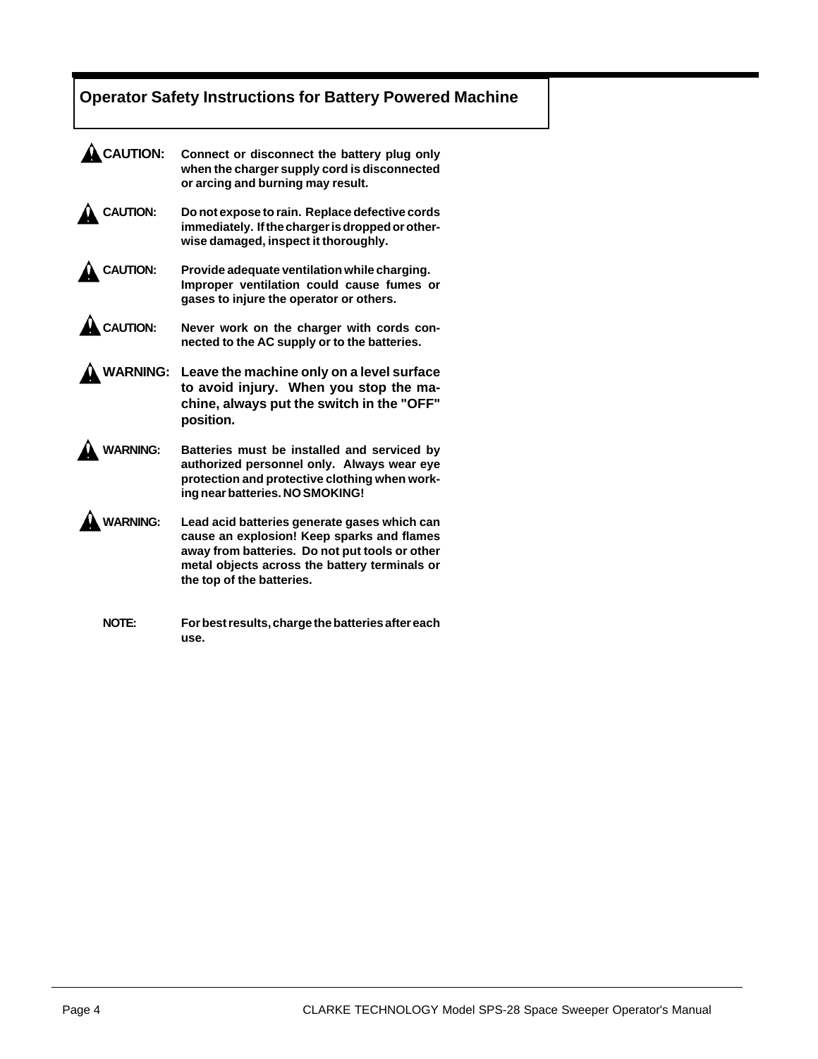## Operator Safety Instructions for Battery Powered Machine

**CAUTION:** **Connect or disconnect the battery plug only when the charger supply cord is disconnected or arcing and burning may result.**

**CAUTION:** **Do not expose to rain. Replace defective cords immediately. If the charger is dropped or otherwise damaged, inspect it thoroughly.**

**CAUTION:** **Provide adequate ventilation while charging. Improper ventilation could cause fumes or gases to injure the operator or others.**

**CAUTION:** **Never work on the charger with cords connected to the AC supply or to the batteries.**

**WARNING:** **Leave the machine only on a level surface to avoid injury. When you stop the machine, always put the switch in the "OFF" position.**

**WARNING:** **Batteries must be installed and serviced by authorized personnel only. Always wear eye protection and protective clothing when working near batteries. NO SMOKING!**

**WARNING:** **Lead acid batteries generate gases which can cause an explosion! Keep sparks and flames away from batteries. Do not put tools or other metal objects across the battery terminals or the top of the batteries.**

**NOTE:** **For best results, charge the batteries after each use.**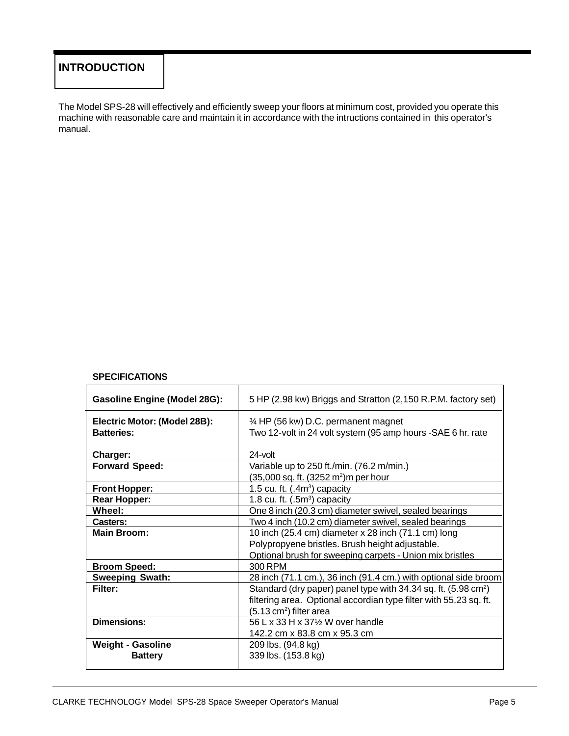# INTRODUCTION

The Model SPS-28 will effectively and efficiently sweep your floors at minimum cost, provided you operate this machine with reasonable care and maintain it in accordance with the intructions contained in this operator's manual.

**SPECIFICATIONS**

| | |
|---|---|
| **Gasoline Engine (Model 28G):** | 5 HP (2.98 kw) Briggs and Stratton (2,150 R.P.M. factory set) |
| **Electric Motor: (Model 28B):** | ¾ HP (56 kw) D.C. permanent magnet |
| **Batteries:** | Two 12-volt in 24 volt system (95 amp hours -SAE 6 hr. rate |
| **Charger:** | 24-volt |
| **Forward Speed:** | Variable up to 250 ft./min. (76.2 m/min.) (35,000 sq. ft. (3252 $m^2$)m per hour |
| **Front Hopper:** | 1.5 cu. ft. (.4$m^3$) capacity |
| **Rear Hopper:** | 1.8 cu. ft. (.5$m^3$) capacity |
| **Wheel:** | One 8 inch (20.3 cm) diameter swivel, sealed bearings |
| **Casters:** | Two 4 inch (10.2 cm) diameter swivel, sealed bearings |
| **Main Broom:** | 10 inch (25.4 cm) diameter x 28 inch (71.1 cm) long Polypropyene bristles. Brush height adjustable. Optional brush for sweeping carpets - Union mix bristles |
| **Broom Speed:** | 300 RPM |
| **Sweeping Swath:** | 28 inch (71.1 cm.), 36 inch (91.4 cm.) with optional side broom |
| **Filter:** | Standard (dry paper) panel type with 34.34 sq. ft. (5.98 $cm^2$) filtering area. Optional accordian type filter with 55.23 sq. ft. (5.13 $cm^2$) filter area |
| **Dimensions:** | 56 L x 33 H x 37½ W over handle 142.2 cm x 83.8 cm x 95.3 cm |
| **Weight - Gasoline** | 209 lbs. (94.8 kg) |
| **Battery** | 339 lbs. (153.8 kg) |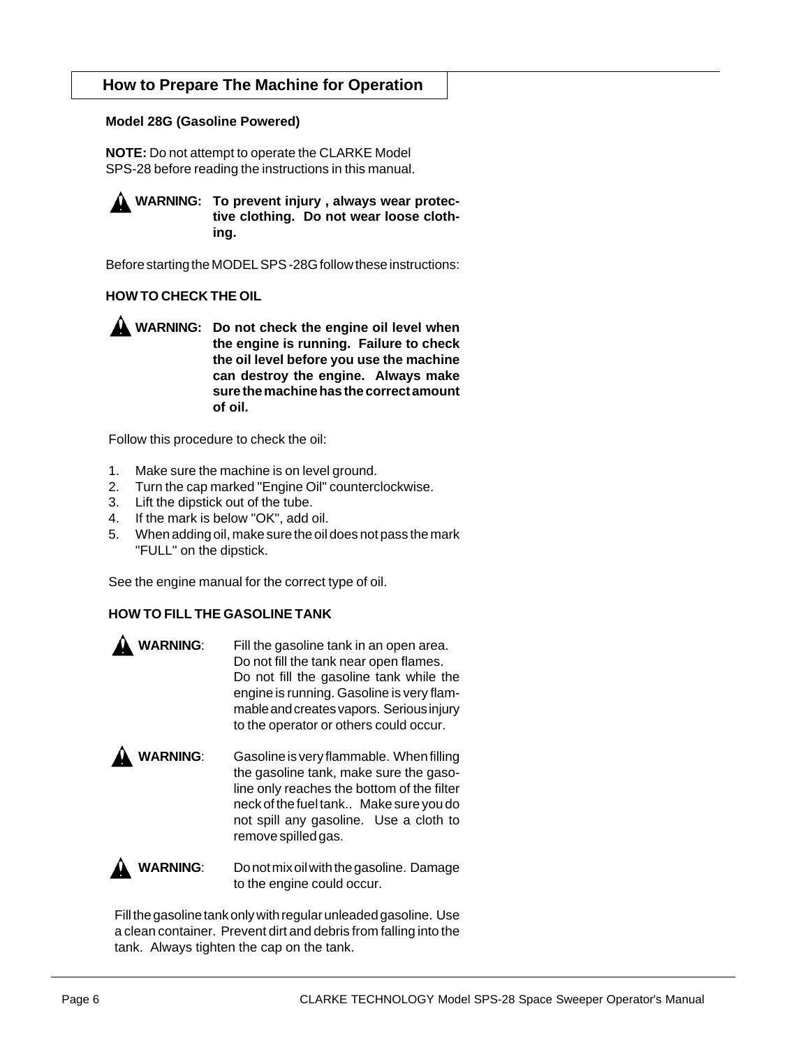## How to Prepare The Machine for Operation

**Model 28G (Gasoline Powered)**

**NOTE:** Do not attempt to operate the CLARKE Model SPS-28 before reading the instructions in this manual.

**WARNING: To prevent injury , always wear protective clothing. Do not wear loose clothing.**

Before starting the MODEL SPS -28G follow these instructions:

**HOW TO CHECK THE OIL**

**WARNING: Do not check the engine oil level when the engine is running. Failure to check the oil level before you use the machine can destroy the engine. Always make sure the machine has the correct amount of oil.**

Follow this procedure to check the oil:

1. Make sure the machine is on level ground.
2. Turn the cap marked "Engine Oil" counterclockwise.
3. Lift the dipstick out of the tube.
4. If the mark is below "OK", add oil.
5. When adding oil, make sure the oil does not pass the mark "FULL" on the dipstick.

See the engine manual for the correct type of oil.

**HOW TO FILL THE GASOLINE TANK**

**WARNING**: Fill the gasoline tank in an open area. Do not fill the tank near open flames. Do not fill the gasoline tank while the engine is running. Gasoline is very flammable and creates vapors. Serious injury to the operator or others could occur.

**WARNING**: Gasoline is very flammable. When filling the gasoline tank, make sure the gasoline only reaches the bottom of the filter neck of the fuel tank.. Make sure you do not spill any gasoline. Use a cloth to remove spilled gas.

**WARNING**: Do not mix oil with the gasoline. Damage to the engine could occur.

Fill the gasoline tank only with regular unleaded gasoline. Use a clean container. Prevent dirt and debris from falling into the tank. Always tighten the cap on the tank.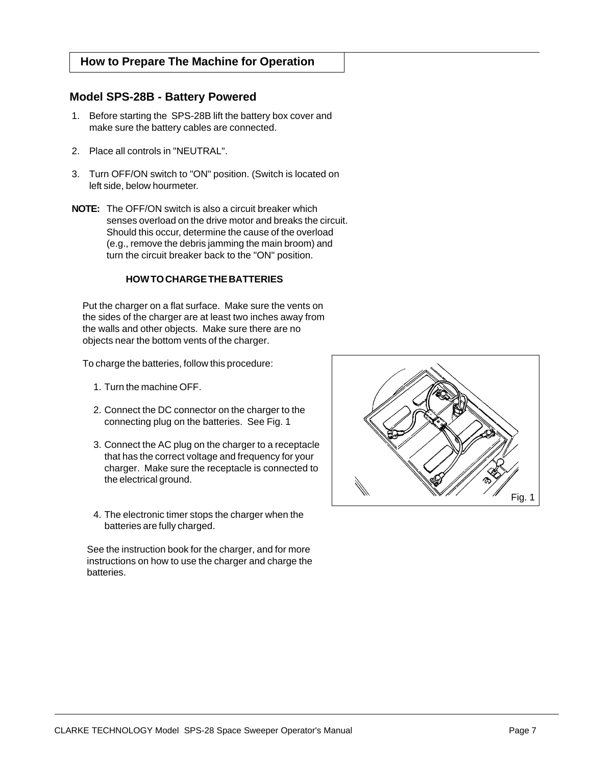## How to Prepare The Machine for Operation

### Model SPS-28B - Battery Powered

1. Before starting the SPS-28B lift the battery box cover and make sure the battery cables are connected.

2. Place all controls in "NEUTRAL".

3. Turn OFF/ON switch to "ON" position. (Switch is located on left side, below hourmeter.

**NOTE:** The OFF/ON switch is also a circuit breaker which senses overload on the drive motor and breaks the circuit. Should this occur, determine the cause of the overload (e.g., remove the debris jamming the main broom) and turn the circuit breaker back to the "ON" position.

**HOW TO CHARGE THE BATTERIES**

Put the charger on a flat surface. Make sure the vents on the sides of the charger are at least two inches away from the walls and other objects. Make sure there are no objects near the bottom vents of the charger.

To charge the batteries, follow this procedure:

1. Turn the machine OFF.

2. Connect the DC connector on the charger to the connecting plug on the batteries. See Fig. 1

3. Connect the AC plug on the charger to a receptacle that has the correct voltage and frequency for your charger. Make sure the receptacle is connected to the electrical ground.

4. The electronic timer stops the charger when the batteries are fully charged.

See the instruction book for the charger, and for more instructions on how to use the charger and charge the batteries.

Fig. 1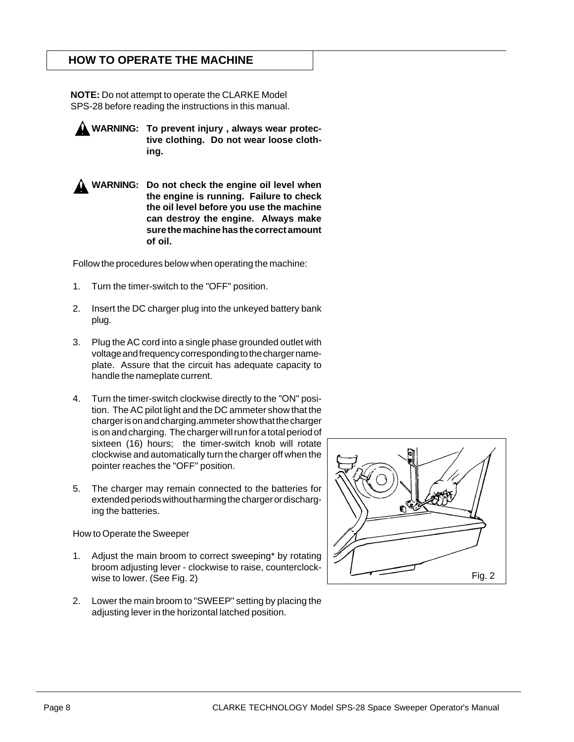## HOW TO OPERATE THE MACHINE

**NOTE:** Do not attempt to operate the CLARKE Model SPS-28 before reading the instructions in this manual.

**WARNING: To prevent injury , always wear protective clothing. Do not wear loose clothing.**

**WARNING: Do not check the engine oil level when the engine is running. Failure to check the oil level before you use the machine can destroy the engine. Always make sure the machine has the correct amount of oil.**

Follow the procedures below when operating the machine:

1. Turn the timer-switch to the "OFF" position.
2. Insert the DC charger plug into the unkeyed battery bank plug.
3. Plug the AC cord into a single phase grounded outlet with voltage and frequency corresponding to the charger nameplate. Assure that the circuit has adequate capacity to handle the nameplate current.
4. Turn the timer-switch clockwise directly to the "ON" position. The AC pilot light and the DC ammeter show that the charger is on and charging.ammeter show that the charger is on and charging. The charger will run for a total period of sixteen (16) hours; the timer-switch knob will rotate clockwise and automatically turn the charger off when the pointer reaches the "OFF" position.
5. The charger may remain connected to the batteries for extended periods without harming the charger or discharging the batteries.

How to Operate the Sweeper

1. Adjust the main broom to correct sweeping* by rotating broom adjusting lever - clockwise to raise, counterclockwise to lower. (See Fig. 2)
2. Lower the main broom to "SWEEP" setting by placing the adjusting lever in the horizontal latched position.

Fig. 2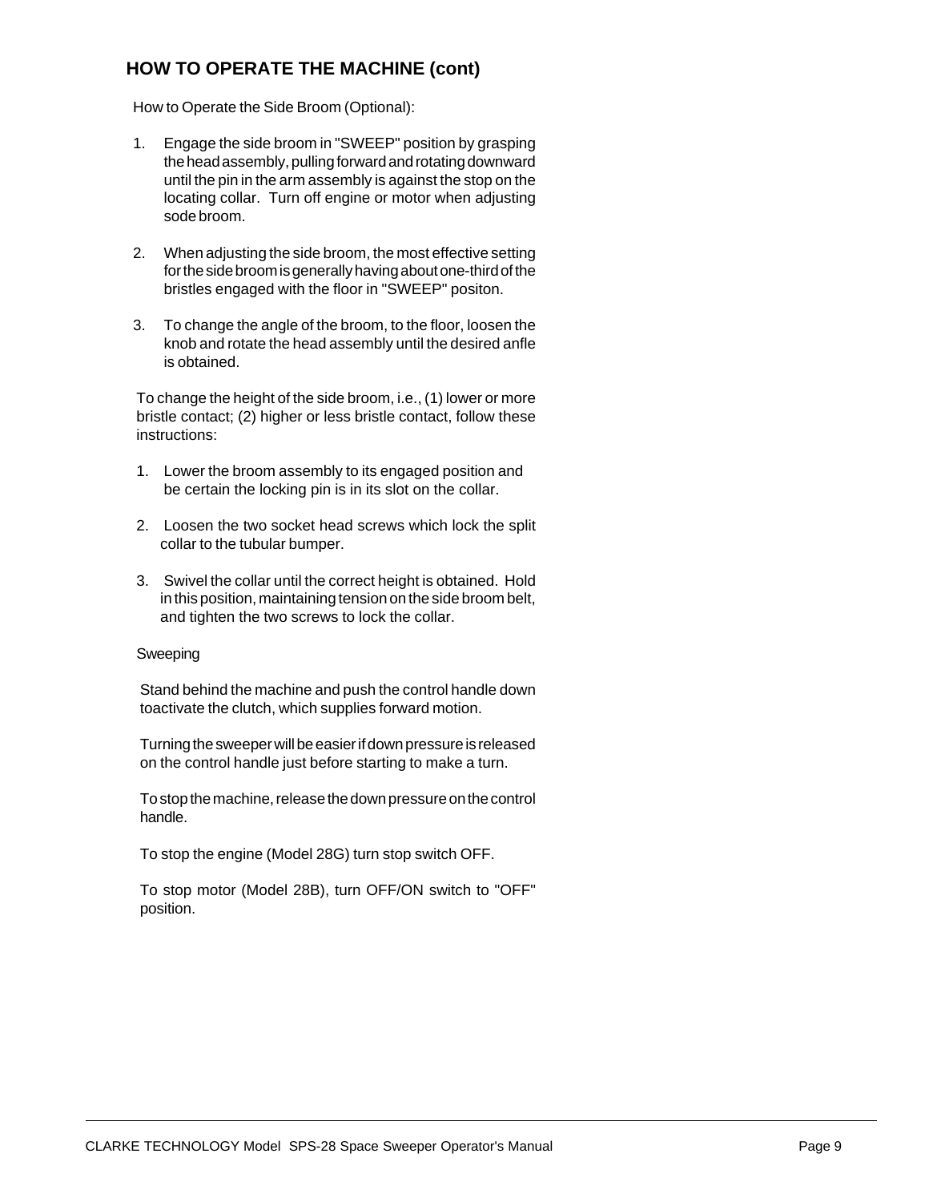## HOW TO OPERATE THE MACHINE (cont)

How to Operate the Side Broom (Optional):

1. Engage the side broom in "SWEEP" position by grasping the head assembly, pulling forward and rotating downward until the pin in the arm assembly is against the stop on the locating collar. Turn off engine or motor when adjusting sode broom.

2. When adjusting the side broom, the most effective setting for the side broom is generally having about one-third of the bristles engaged with the floor in "SWEEP" positon.

3. To change the angle of the broom, to the floor, loosen the knob and rotate the head assembly until the desired anfle is obtained.

To change the height of the side broom, i.e., (1) lower or more bristle contact; (2) higher or less bristle contact, follow these instructions:

1. Lower the broom assembly to its engaged position and be certain the locking pin is in its slot on the collar.

2. Loosen the two socket head screws which lock the split collar to the tubular bumper.

3. Swivel the collar until the correct height is obtained. Hold in this position, maintaining tension on the side broom belt, and tighten the two screws to lock the collar.

Sweeping

Stand behind the machine and push the control handle down toactivate the clutch, which supplies forward motion.

Turning the sweeper will be easier if down pressure is released on the control handle just before starting to make a turn.

To stop the machine, release the down pressure on the control handle.

To stop the engine (Model 28G) turn stop switch OFF.

To stop motor (Model 28B), turn OFF/ON switch to "OFF" position.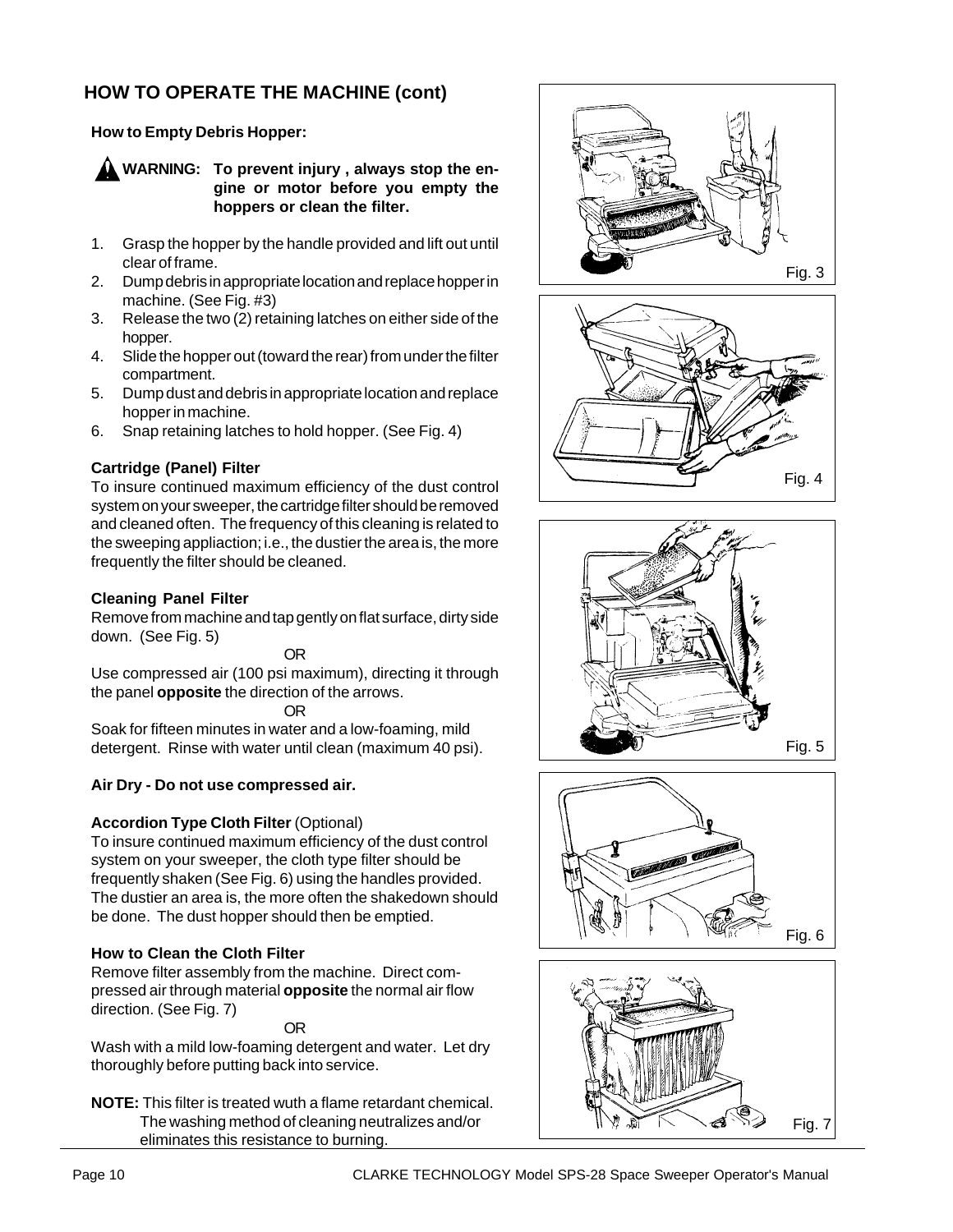## HOW TO OPERATE THE MACHINE (cont)

**How to Empty Debris Hopper:**

**WARNING: To prevent injury , always stop the engine or motor before you empty the hoppers or clean the filter.**

1. Grasp the hopper by the handle provided and lift out until clear of frame.
2. Dump debris in appropriate location and replace hopper in machine. (See Fig. #3)
3. Release the two (2) retaining latches on either side of the hopper.
4. Slide the hopper out (toward the rear) from under the filter compartment.
5. Dump dust and debris in appropriate location and replace hopper in machine.
6. Snap retaining latches to hold hopper. (See Fig. 4)

**Cartridge (Panel) Filter**

To insure continued maximum efficiency of the dust control system on your sweeper, the cartridge filter should be removed and cleaned often. The frequency of this cleaning is related to the sweeping appliaction; i.e., the dustier the area is, the more frequently the filter should be cleaned.

**Cleaning Panel Filter**

Remove from machine and tap gently on flat surface, dirty side down. (See Fig. 5)

OR

Use compressed air (100 psi maximum), directing it through the panel **opposite** the direction of the arrows.

OR

Soak for fifteen minutes in water and a low-foaming, mild detergent. Rinse with water until clean (maximum 40 psi).

**Air Dry - Do not use compressed air.**

**Accordion Type Cloth Filter** (Optional)

To insure continued maximum efficiency of the dust control system on your sweeper, the cloth type filter should be frequently shaken (See Fig. 6) using the handles provided. The dustier an area is, the more often the shakedown should be done. The dust hopper should then be emptied.

**How to Clean the Cloth Filter**

Remove filter assembly from the machine. Direct compressed air through material **opposite** the normal air flow direction. (See Fig. 7)

OR

Wash with a mild low-foaming detergent and water. Let dry thoroughly before putting back into service.

**NOTE:** This filter is treated wuth a flame retardant chemical. The washing method of cleaning neutralizes and/or eliminates this resistance to burning.

Fig. 3

Fig. 4

Fig. 5

Fig. 6

Fig. 7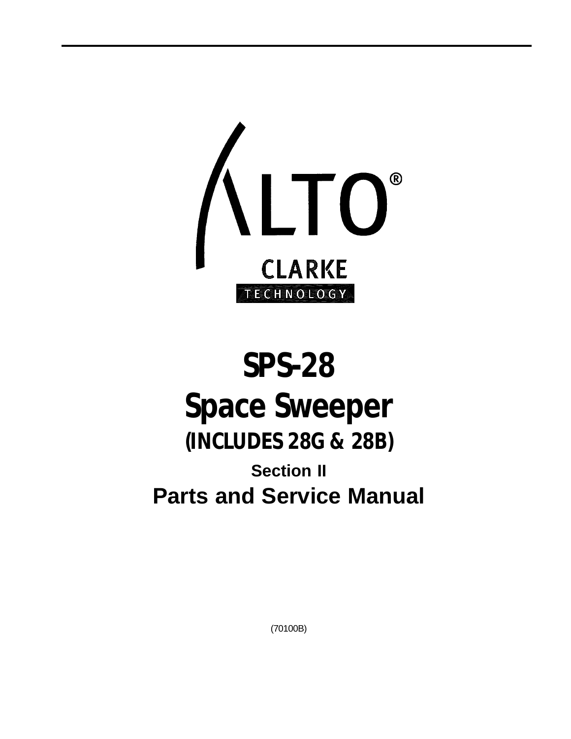ALTO®

CLARKE
TECHNOLOGY

# SPS-28

# Space Sweeper

## (INCLUDES 28G & 28B)

### Section II

## Parts and Service Manual

(70100B)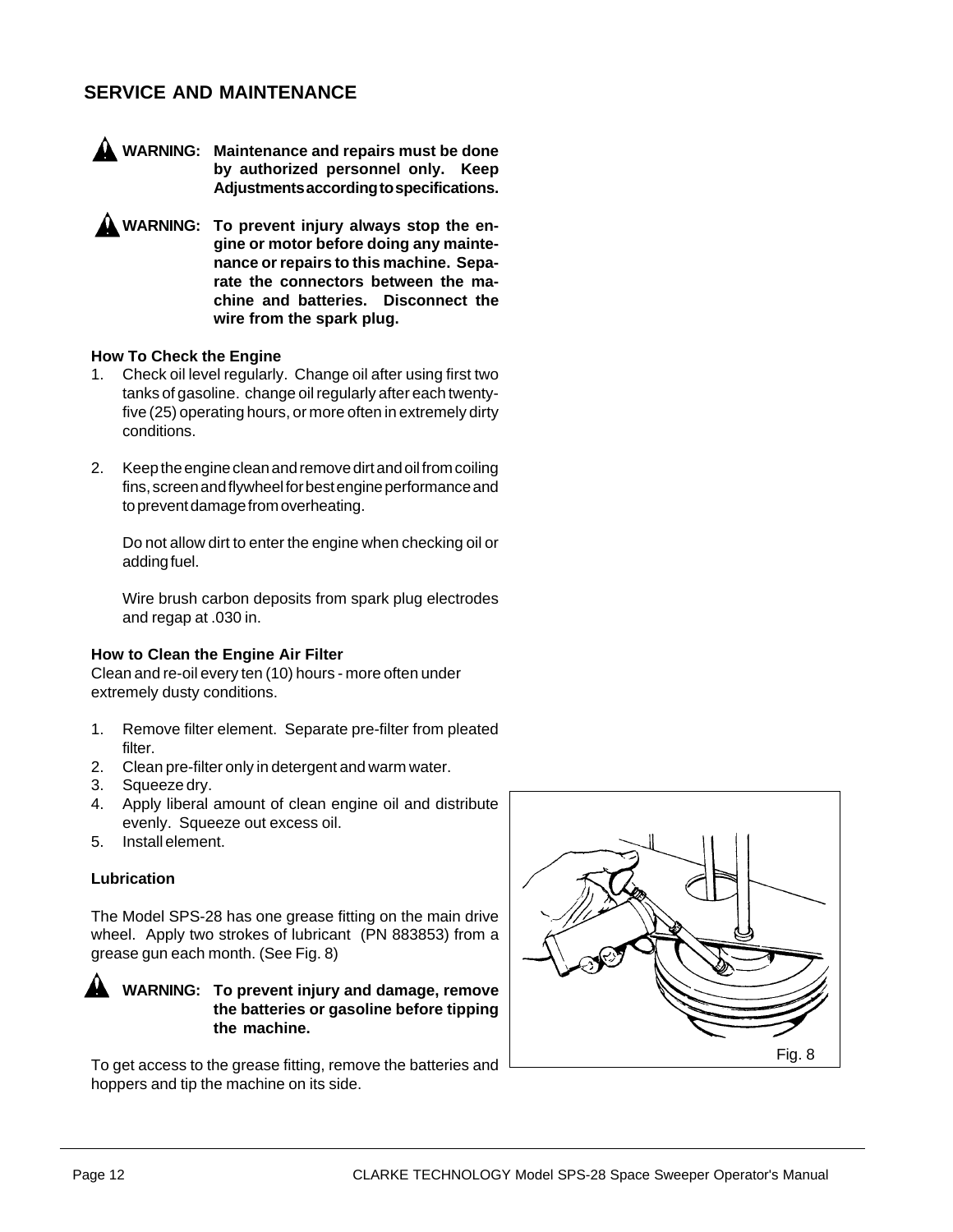## SERVICE AND MAINTENANCE

**WARNING: Maintenance and repairs must be done by authorized personnel only. Keep Adjustments according to specifications.**

**WARNING: To prevent injury always stop the engine or motor before doing any maintenance or repairs to this machine. Separate the connectors between the machine and batteries. Disconnect the wire from the spark plug.**

**How To Check the Engine**

1. Check oil level regularly. Change oil after using first two tanks of gasoline. change oil regularly after each twenty-five (25) operating hours, or more often in extremely dirty conditions.

2. Keep the engine clean and remove dirt and oil from coiling fins, screen and flywheel for best engine performance and to prevent damage from overheating.

   Do not allow dirt to enter the engine when checking oil or adding fuel.

   Wire brush carbon deposits from spark plug electrodes and regap at .030 in.

**How to Clean the Engine Air Filter**

Clean and re-oil every ten (10) hours - more often under extremely dusty conditions.

1. Remove filter element. Separate pre-filter from pleated filter.
2. Clean pre-filter only in detergent and warm water.
3. Squeeze dry.
4. Apply liberal amount of clean engine oil and distribute evenly. Squeeze out excess oil.
5. Install element.

**Lubrication**

The Model SPS-28 has one grease fitting on the main drive wheel. Apply two strokes of lubricant (PN 883853) from a grease gun each month. (See Fig. 8)

**WARNING: To prevent injury and damage, remove the batteries or gasoline before tipping the machine.**

To get access to the grease fitting, remove the batteries and hoppers and tip the machine on its side.

Fig. 8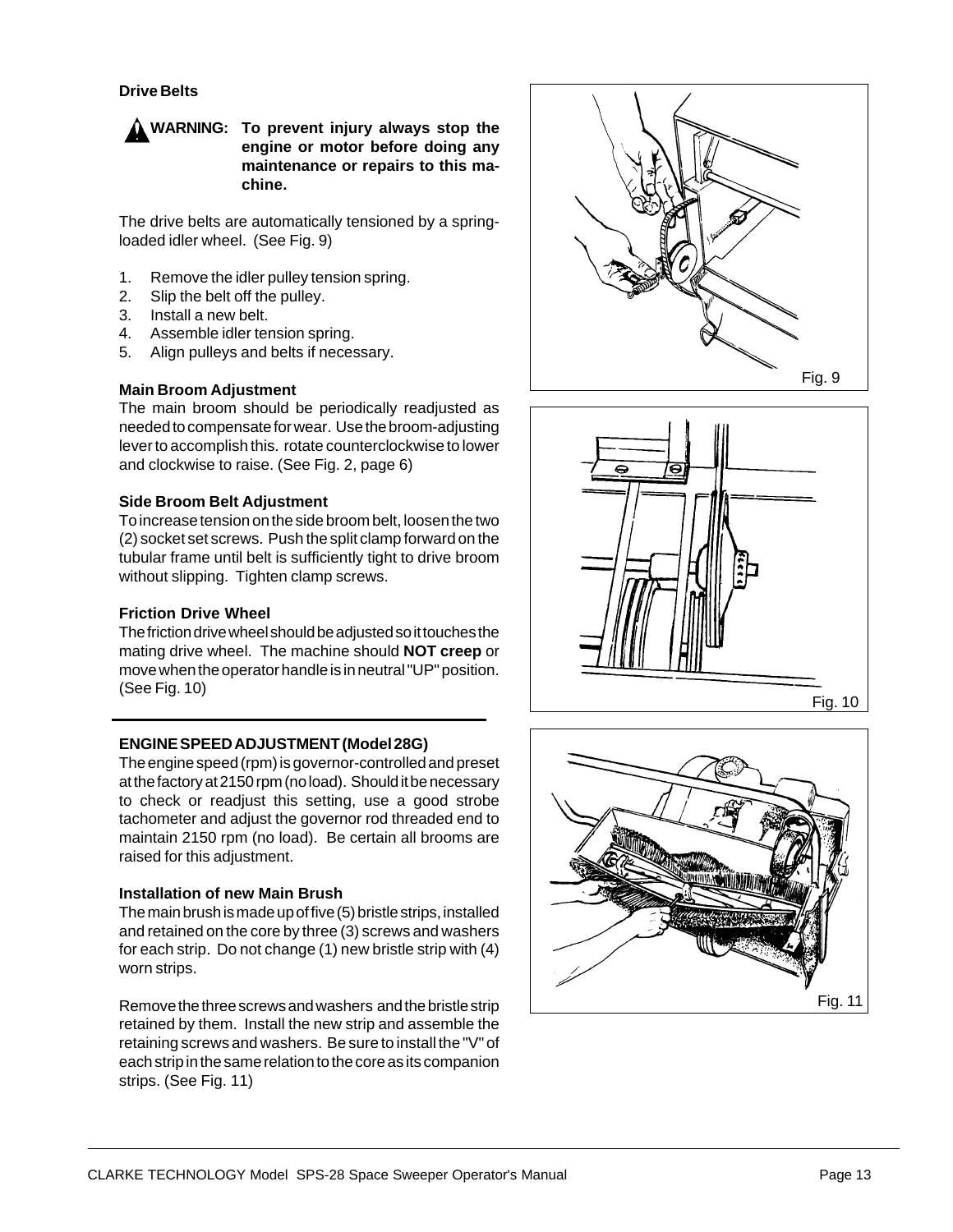### Drive Belts

**WARNING: To prevent injury always stop the engine or motor before doing any maintenance or repairs to this machine.**

The drive belts are automatically tensioned by a spring-loaded idler wheel. (See Fig. 9)

1. Remove the idler pulley tension spring.
2. Slip the belt off the pulley.
3. Install a new belt.
4. Assemble idler tension spring.
5. Align pulleys and belts if necessary.

### Main Broom Adjustment

The main broom should be periodically readjusted as needed to compensate for wear. Use the broom-adjusting lever to accomplish this. rotate counterclockwise to lower and clockwise to raise. (See Fig. 2, page 6)

### Side Broom Belt Adjustment

To increase tension on the side broom belt, loosen the two (2) socket set screws. Push the split clamp forward on the tubular frame until belt is sufficiently tight to drive broom without slipping. Tighten clamp screws.

### Friction Drive Wheel

The friction drive wheel should be adjusted so it touches the mating drive wheel. The machine should **NOT creep** or move when the operator handle is in neutral "UP" position. (See Fig. 10)

### ENGINE SPEED ADJUSTMENT (Model 28G)

The engine speed (rpm) is governor-controlled and preset at the factory at 2150 rpm (no load). Should it be necessary to check or readjust this setting, use a good strobe tachometer and adjust the governor rod threaded end to maintain 2150 rpm (no load). Be certain all brooms are raised for this adjustment.

### Installation of new Main Brush

The main brush is made up of five (5) bristle strips, installed and retained on the core by three (3) screws and washers for each strip. Do not change (1) new bristle strip with (4) worn strips.

Remove the three screws and washers and the bristle strip retained by them. Install the new strip and assemble the retaining screws and washers. Be sure to install the "V" of each strip in the same relation to the core as its companion strips. (See Fig. 11)

Fig. 9

Fig. 10

Fig. 11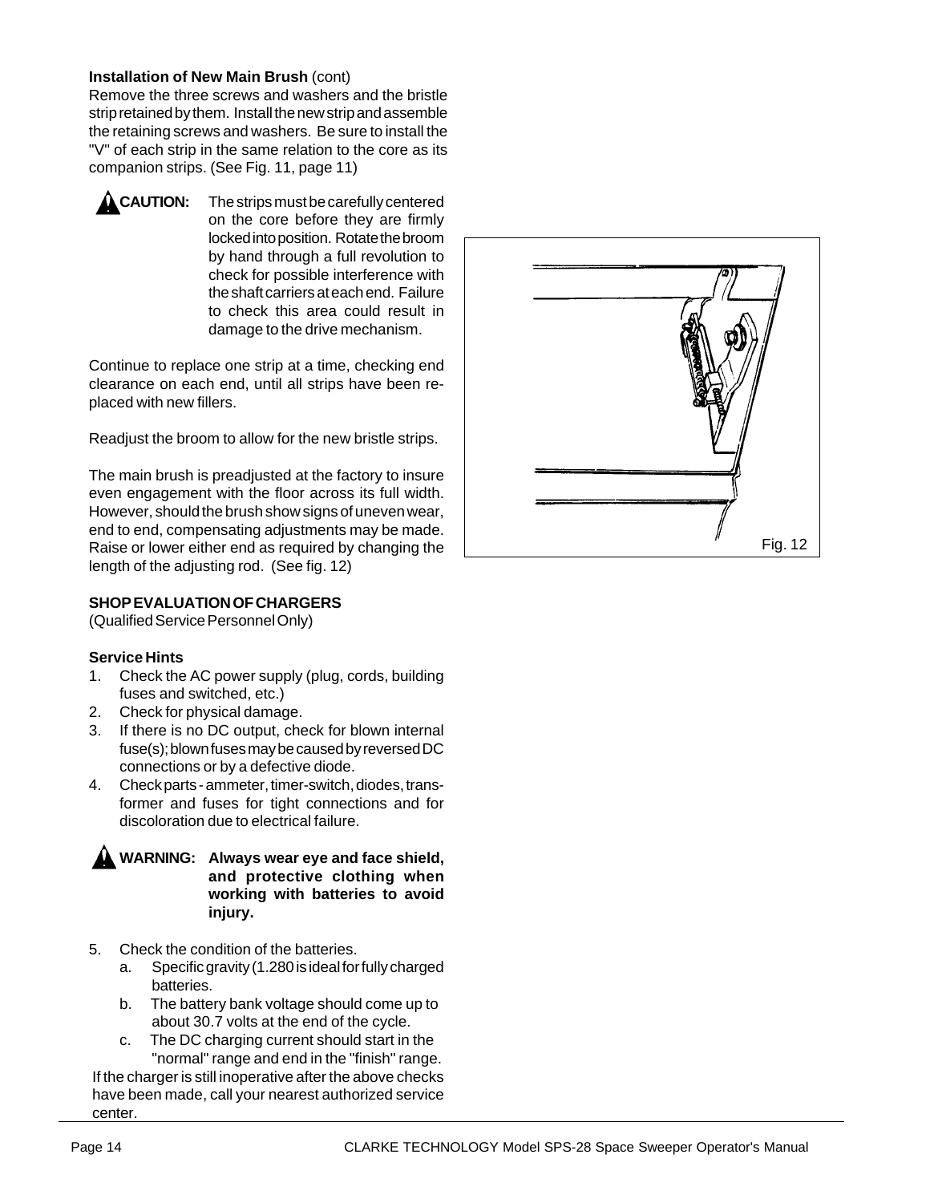**Installation of New Main Brush** (cont)

Remove the three screws and washers and the bristle strip retained by them. Install the new strip and assemble the retaining screws and washers. Be sure to install the "V" of each strip in the same relation to the core as its companion strips. (See Fig. 11, page 11)

**CAUTION:** The strips must be carefully centered on the core before they are firmly locked into position. Rotate the broom by hand through a full revolution to check for possible interference with the shaft carriers at each end. Failure to check this area could result in damage to the drive mechanism.

Continue to replace one strip at a time, checking end clearance on each end, until all strips have been replaced with new fillers.

Readjust the broom to allow for the new bristle strips.

The main brush is preadjusted at the factory to insure even engagement with the floor across its full width. However, should the brush show signs of uneven wear, end to end, compensating adjustments may be made. Raise or lower either end as required by changing the length of the adjusting rod. (See fig. 12)

Fig. 12

**SHOP EVALUATION OF CHARGERS**

(Qualified Service Personnel Only)

**Service Hints**

1. Check the AC power supply (plug, cords, building fuses and switched, etc.)
2. Check for physical damage.
3. If there is no DC output, check for blown internal fuse(s); blown fuses may be caused by reversed DC connections or by a defective diode.
4. Check parts - ammeter, timer-switch, diodes, transformer and fuses for tight connections and for discoloration due to electrical failure.

**WARNING: Always wear eye and face shield, and protective clothing when working with batteries to avoid injury.**

5. Check the condition of the batteries.
   a. Specific gravity (1.280 is ideal for fully charged batteries.
   b. The battery bank voltage should come up to about 30.7 volts at the end of the cycle.
   c. The DC charging current should start in the "normal" range and end in the "finish" range.

If the charger is still inoperative after the above checks have been made, call your nearest authorized service center.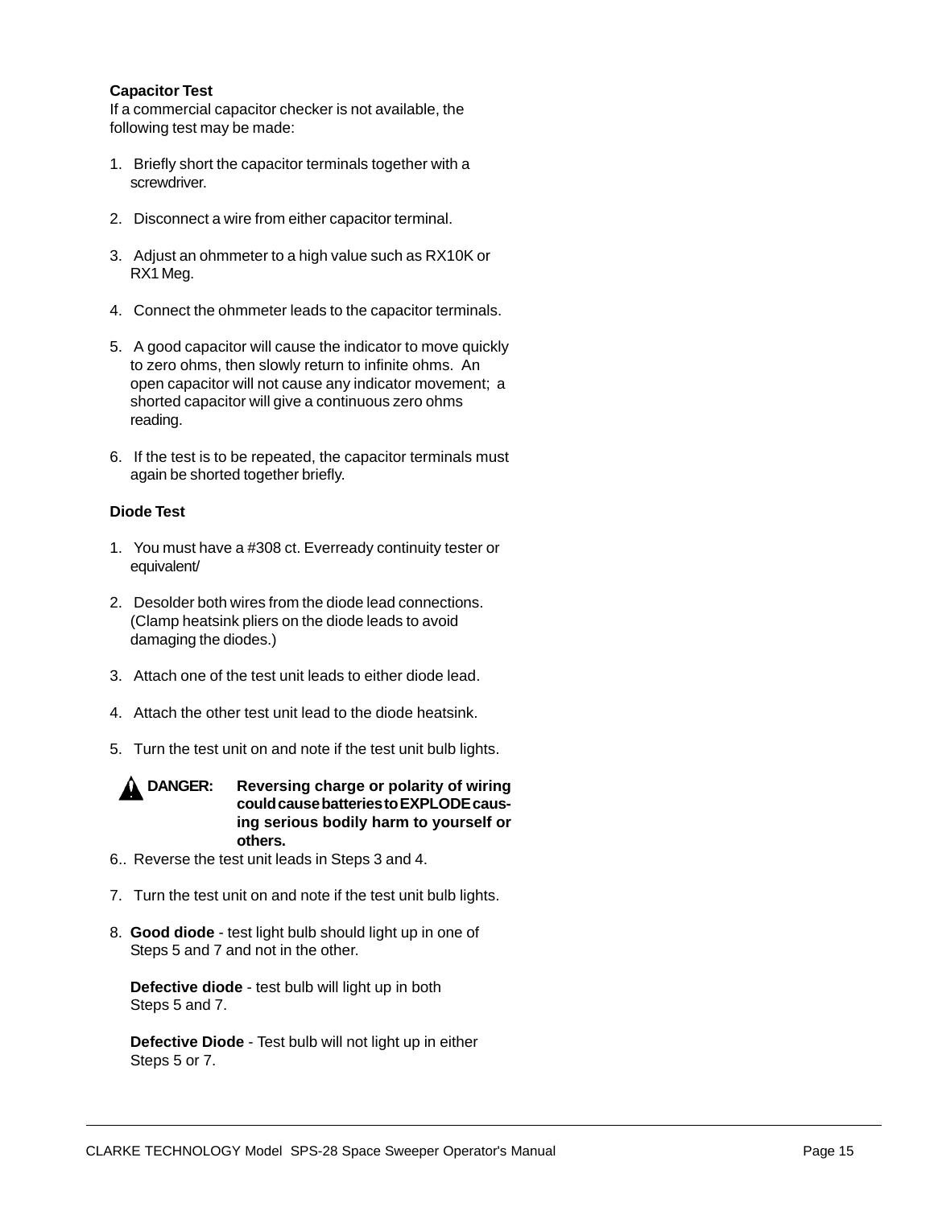**Capacitor Test**

If a commercial capacitor checker is not available, the following test may be made:

1. Briefly short the capacitor terminals together with a screwdriver.

2. Disconnect a wire from either capacitor terminal.

3. Adjust an ohmmeter to a high value such as RX10K or RX1 Meg.

4. Connect the ohmmeter leads to the capacitor terminals.

5. A good capacitor will cause the indicator to move quickly to zero ohms, then slowly return to infinite ohms. An open capacitor will not cause any indicator movement; a shorted capacitor will give a continuous zero ohms reading.

6. If the test is to be repeated, the capacitor terminals must again be shorted together briefly.

**Diode Test**

1. You must have a #308 ct. Everready continuity tester or equivalent/

2. Desolder both wires from the diode lead connections. (Clamp heatsink pliers on the diode leads to avoid damaging the diodes.)

3. Attach one of the test unit leads to either diode lead.

4. Attach the other test unit lead to the diode heatsink.

5. Turn the test unit on and note if the test unit bulb lights.

**DANGER: Reversing charge or polarity of wiring could cause batteries to EXPLODE causing serious bodily harm to yourself or others.**

6.. Reverse the test unit leads in Steps 3 and 4.

7. Turn the test unit on and note if the test unit bulb lights.

8. **Good diode** - test light bulb should light up in one of Steps 5 and 7 and not in the other.

   **Defective diode** - test bulb will light up in both Steps 5 and 7.

   **Defective Diode** - Test bulb will not light up in either Steps 5 or 7.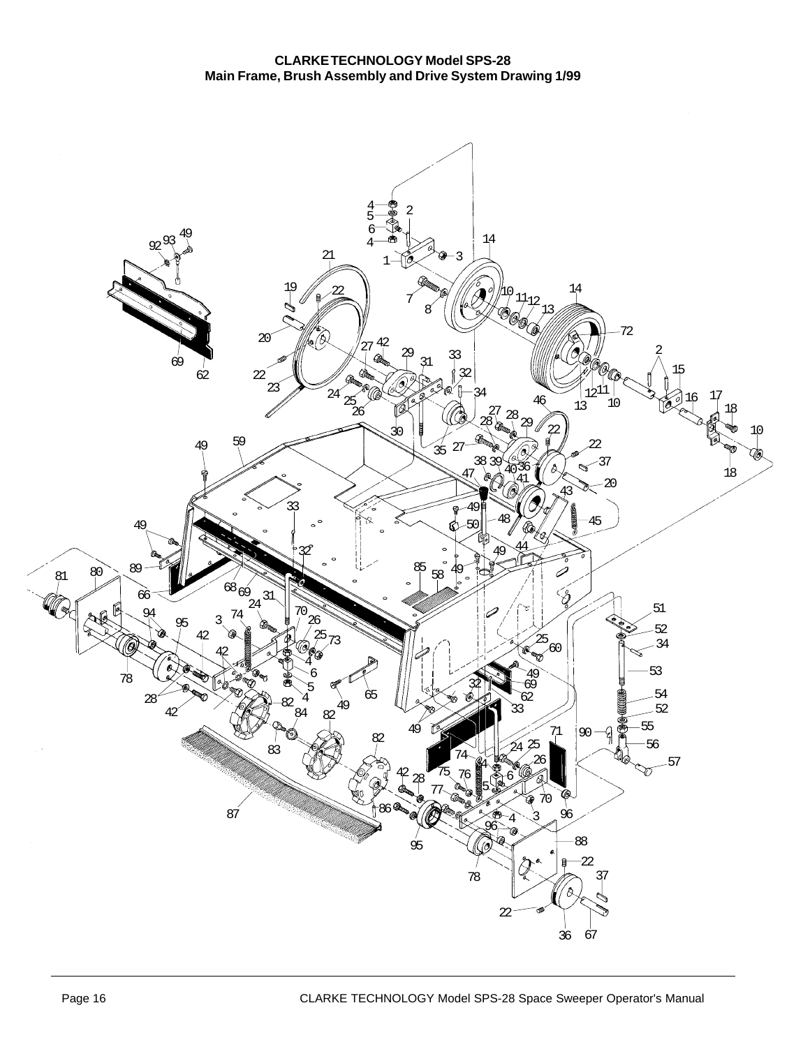**CLARKE TECHNOLOGY Model SPS-28**
**Main Frame, Brush Assembly and Drive System Drawing 1/99**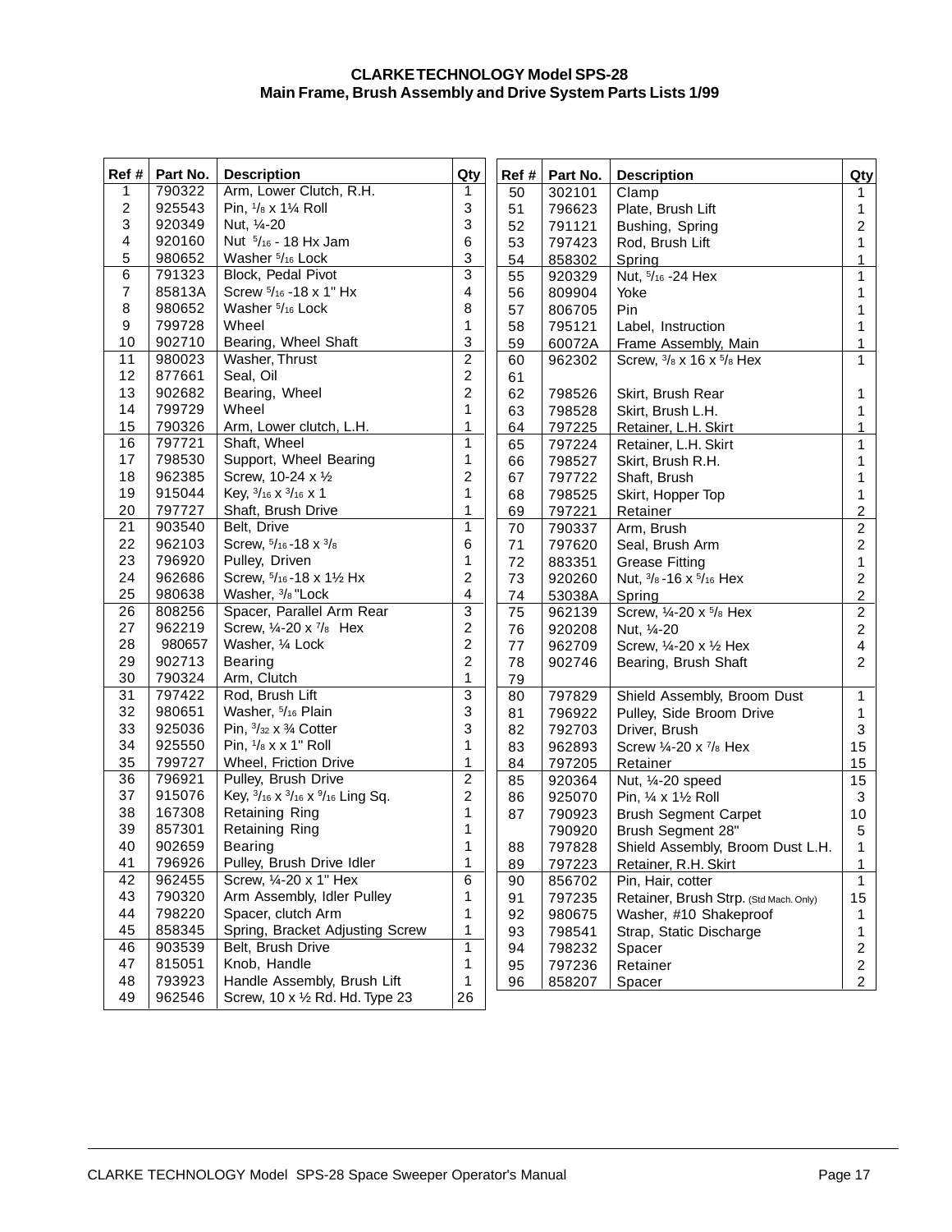**CLARKE TECHNOLOGY Model SPS-28**
**Main Frame, Brush Assembly and Drive System Parts Lists 1/99**

| Ref # | Part No. | Description | Qty |
|---|---|---|---|
| 1 | 790322 | Arm, Lower Clutch, R.H. | 1 |
| 2 | 925543 | Pin, 1/8 x 1¼ Roll | 3 |
| 3 | 920349 | Nut, ¼-20 | 3 |
| 4 | 920160 | Nut 5/16 - 18 Hx Jam | 6 |
| 5 | 980652 | Washer 5/16 Lock | 3 |
| 6 | 791323 | Block, Pedal Pivot | 3 |
| 7 | 85813A | Screw 5/16 -18 x 1" Hx | 4 |
| 8 | 980652 | Washer 5/16 Lock | 8 |
| 9 | 799728 | Wheel | 1 |
| 10 | 902710 | Bearing, Wheel Shaft | 3 |
| 11 | 980023 | Washer, Thrust | 2 |
| 12 | 877661 | Seal, Oil | 2 |
| 13 | 902682 | Bearing, Wheel | 2 |
| 14 | 799729 | Wheel | 1 |
| 15 | 790326 | Arm, Lower clutch, L.H. | 1 |
| 16 | 797721 | Shaft, Wheel | 1 |
| 17 | 798530 | Support, Wheel Bearing | 1 |
| 18 | 962385 | Screw, 10-24 x ½ | 2 |
| 19 | 915044 | Key, 3/16 x 3/16 x 1 | 1 |
| 20 | 797727 | Shaft, Brush Drive | 1 |
| 21 | 903540 | Belt, Drive | 1 |
| 22 | 962103 | Screw, 5/16 -18 x 3/8 | 6 |
| 23 | 796920 | Pulley, Driven | 1 |
| 24 | 962686 | Screw, 5/16 -18 x 1½ Hx | 2 |
| 25 | 980638 | Washer, 3/8 "Lock | 4 |
| 26 | 808256 | Spacer, Parallel Arm Rear | 3 |
| 27 | 962219 | Screw, ¼-20 x 7/8 Hex | 2 |
| 28 | 980657 | Washer, ¼ Lock | 2 |
| 29 | 902713 | Bearing | 2 |
| 30 | 790324 | Arm, Clutch | 1 |
| 31 | 797422 | Rod, Brush Lift | 3 |
| 32 | 980651 | Washer, 5/16 Plain | 3 |
| 33 | 925036 | Pin, 3/32 x ¾ Cotter | 3 |
| 34 | 925550 | Pin, 1/8 x x 1" Roll | 1 |
| 35 | 799727 | Wheel, Friction Drive | 1 |
| 36 | 796921 | Pulley, Brush Drive | 2 |
| 37 | 915076 | Key, 3/16 x 3/16 x 9/16 Ling Sq. | 2 |
| 38 | 167308 | Retaining Ring | 1 |
| 39 | 857301 | Retaining Ring | 1 |
| 40 | 902659 | Bearing | 1 |
| 41 | 796926 | Pulley, Brush Drive Idler | 1 |
| 42 | 962455 | Screw, ¼-20 x 1" Hex | 6 |
| 43 | 790320 | Arm Assembly, Idler Pulley | 1 |
| 44 | 798220 | Spacer, clutch Arm | 1 |
| 45 | 858345 | Spring, Bracket Adjusting Screw | 1 |
| 46 | 903539 | Belt, Brush Drive | 1 |
| 47 | 815051 | Knob, Handle | 1 |
| 48 | 793923 | Handle Assembly, Brush Lift | 1 |
| 49 | 962546 | Screw, 10 x ½ Rd. Hd. Type 23 | 26 |
| 50 | 302101 | Clamp | 1 |
| 51 | 796623 | Plate, Brush Lift | 1 |
| 52 | 791121 | Bushing, Spring | 2 |
| 53 | 797423 | Rod, Brush Lift | 1 |
| 54 | 858302 | Spring | 1 |
| 55 | 920329 | Nut, 5/16 -24 Hex | 1 |
| 56 | 809904 | Yoke | 1 |
| 57 | 806705 | Pin | 1 |
| 58 | 795121 | Label, Instruction | 1 |
| 59 | 60072A | Frame Assembly, Main | 1 |
| 60 | 962302 | Screw, 3/8 x 16 x 5/8 Hex | 1 |
| 61 | | | |
| 62 | 798526 | Skirt, Brush Rear | 1 |
| 63 | 798528 | Skirt, Brush L.H. | 1 |
| 64 | 797225 | Retainer, L.H. Skirt | 1 |
| 65 | 797224 | Retainer, L.H. Skirt | 1 |
| 66 | 798527 | Skirt, Brush R.H. | 1 |
| 67 | 797722 | Shaft, Brush | 1 |
| 68 | 798525 | Skirt, Hopper Top | 1 |
| 69 | 797221 | Retainer | 2 |
| 70 | 790337 | Arm, Brush | 2 |
| 71 | 797620 | Seal, Brush Arm | 2 |
| 72 | 883351 | Grease Fitting | 1 |
| 73 | 920260 | Nut, 3/8 -16 x 5/16 Hex | 2 |
| 74 | 53038A | Spring | 2 |
| 75 | 962139 | Screw, ¼-20 x 5/8 Hex | 2 |
| 76 | 920208 | Nut, ¼-20 | 2 |
| 77 | 962709 | Screw, ¼-20 x ½ Hex | 4 |
| 78 | 902746 | Bearing, Brush Shaft | 2 |
| 79 | | | |
| 80 | 797829 | Shield Assembly, Broom Dust | 1 |
| 81 | 796922 | Pulley, Side Broom Drive | 1 |
| 82 | 792703 | Driver, Brush | 3 |
| 83 | 962893 | Screw ¼-20 x 7/8 Hex | 15 |
| 84 | 797205 | Retainer | 15 |
| 85 | 920364 | Nut, ¼-20 speed | 15 |
| 86 | 925070 | Pin, ¼ x 1½ Roll | 3 |
| 87 | 790923 | Brush Segment Carpet | 10 |
| | 790920 | Brush Segment 28" | 5 |
| 88 | 797828 | Shield Assembly, Broom Dust L.H. | 1 |
| 89 | 797223 | Retainer, R.H. Skirt | 1 |
| 90 | 856702 | Pin, Hair, cotter | 1 |
| 91 | 797235 | Retainer, Brush Strp. (Std Mach. Only) | 15 |
| 92 | 980675 | Washer, #10 Shakeproof | 1 |
| 93 | 798541 | Strap, Static Discharge | 1 |
| 94 | 798232 | Spacer | 2 |
| 95 | 797236 | Retainer | 2 |
| 96 | 858207 | Spacer | 2 |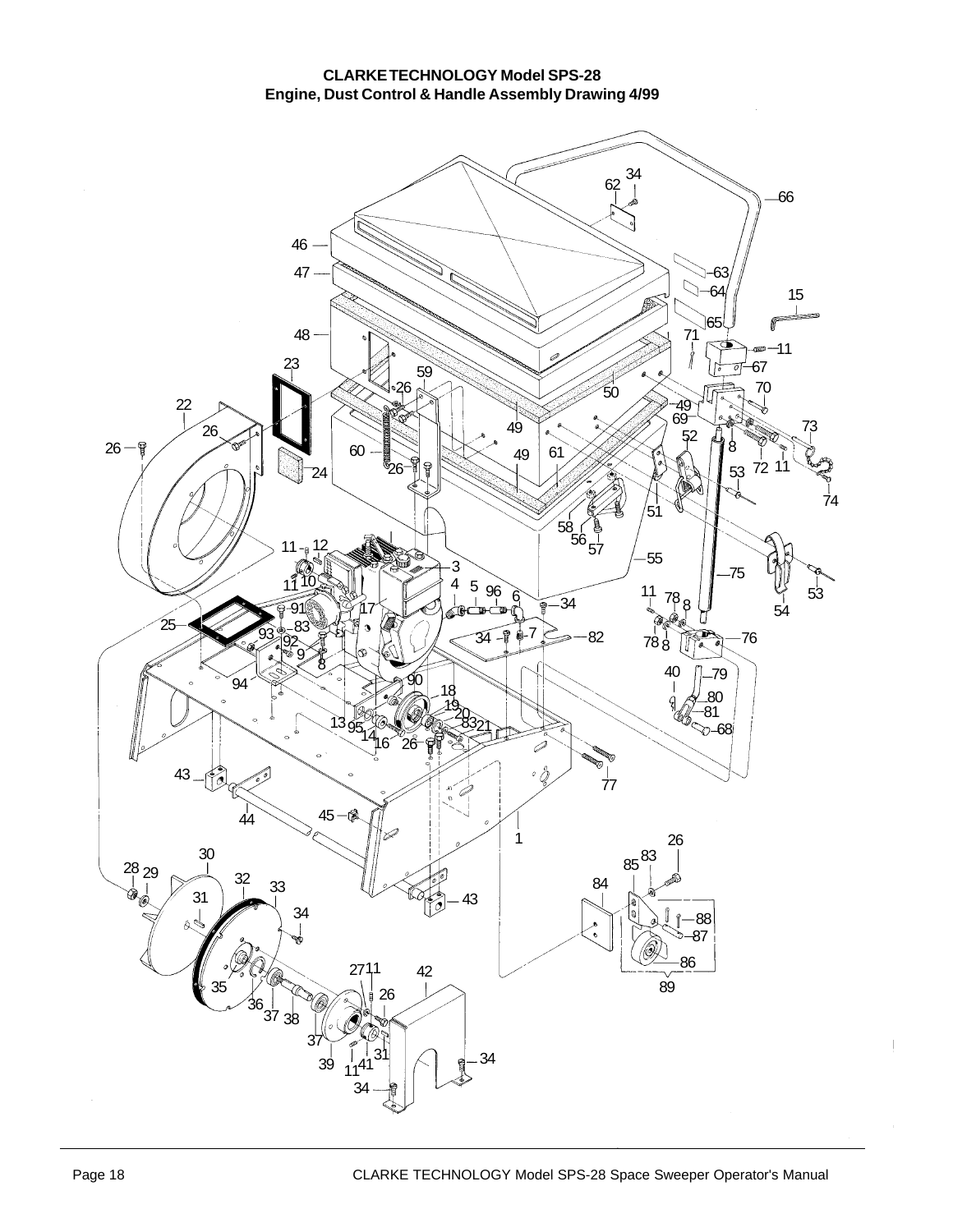**CLARKE TECHNOLOGY Model SPS-28**
**Engine, Dust Control & Handle Assembly Drawing 4/99**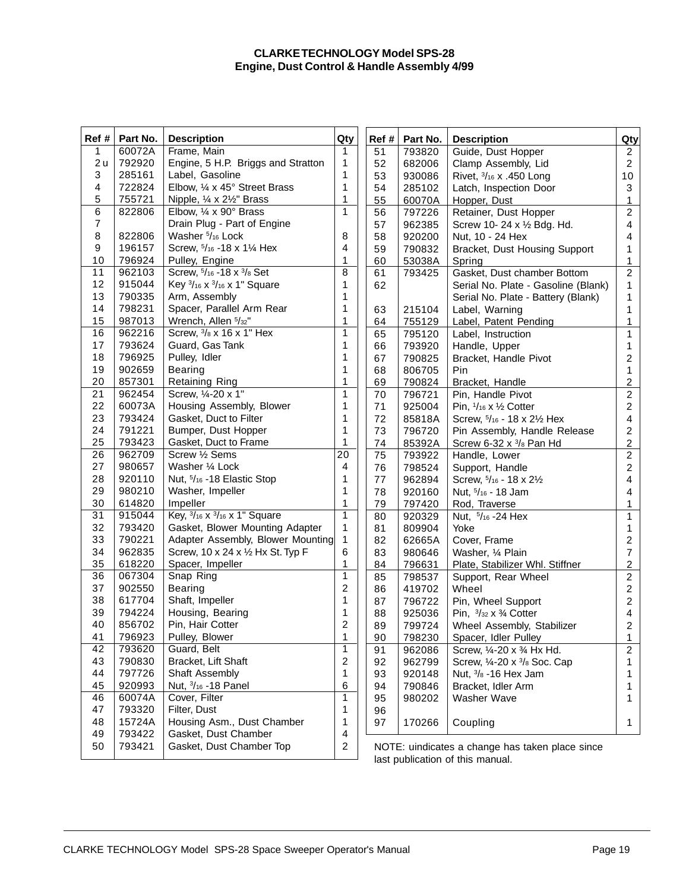# CLARKE TECHNOLOGY Model SPS-28
## Engine, Dust Control & Handle Assembly 4/99

| Ref # | Part No. | Description | Qty |
|---|---|---|---|
| 1 | 60072A | Frame, Main | 1 |
| 2 u | 792920 | Engine, 5 H.P. Briggs and Stratton | 1 |
| 3 | 285161 | Label, Gasoline | 1 |
| 4 | 722824 | Elbow, ¼ x 45° Street Brass | 1 |
| 5 | 755721 | Nipple, ¼ x 2½" Brass | 1 |
| 6 | 822806 | Elbow, ¼ x 90° Brass | 1 |
| 7 | | Drain Plug - Part of Engine | |
| 8 | 822806 | Washer 5/16 Lock | 8 |
| 9 | 196157 | Screw, 5/16 -18 x 1¼ Hex | 4 |
| 10 | 796924 | Pulley, Engine | 1 |
| 11 | 962103 | Screw, 5/16 -18 x 3/8 Set | 8 |
| 12 | 915044 | Key 3/16 x 3/16 x 1" Square | 1 |
| 13 | 790335 | Arm, Assembly | 1 |
| 14 | 798231 | Spacer, Parallel Arm Rear | 1 |
| 15 | 987013 | Wrench, Allen 5/32" | 1 |
| 16 | 962216 | Screw, 3/8 x 16 x 1" Hex | 1 |
| 17 | 793624 | Guard, Gas Tank | 1 |
| 18 | 796925 | Pulley, Idler | 1 |
| 19 | 902659 | Bearing | 1 |
| 20 | 857301 | Retaining Ring | 1 |
| 21 | 962454 | Screw, ¼-20 x 1" | 1 |
| 22 | 60073A | Housing Assembly, Blower | 1 |
| 23 | 793424 | Gasket, Duct to Filter | 1 |
| 24 | 791221 | Bumper, Dust Hopper | 1 |
| 25 | 793423 | Gasket, Duct to Frame | 1 |
| 26 | 962709 | Screw ½ Sems | 20 |
| 27 | 980657 | Washer ¼ Lock | 4 |
| 28 | 920110 | Nut, 5/16 -18 Elastic Stop | 1 |
| 29 | 980210 | Washer, Impeller | 1 |
| 30 | 614820 | Impeller | 1 |
| 31 | 915044 | Key, 3/16 x 3/16 x 1" Square | 1 |
| 32 | 793420 | Gasket, Blower Mounting Adapter | 1 |
| 33 | 790221 | Adapter Assembly, Blower Mounting | 1 |
| 34 | 962835 | Screw, 10 x 24 x ½ Hx St. Typ F | 6 |
| 35 | 618220 | Spacer, Impeller | 1 |
| 36 | 067304 | Snap Ring | 1 |
| 37 | 902550 | Bearing | 2 |
| 38 | 617704 | Shaft, Impeller | 1 |
| 39 | 794224 | Housing, Bearing | 1 |
| 40 | 856702 | Pin, Hair Cotter | 2 |
| 41 | 796923 | Pulley, Blower | 1 |
| 42 | 793620 | Guard, Belt | 1 |
| 43 | 790830 | Bracket, Lift Shaft | 2 |
| 44 | 797726 | Shaft Assembly | 1 |
| 45 | 920993 | Nut, 3/16 -18 Panel | 6 |
| 46 | 60074A | Cover, Filter | 1 |
| 47 | 793320 | Filter, Dust | 1 |
| 48 | 15724A | Housing Asm., Dust Chamber | 1 |
| 49 | 793422 | Gasket, Dust Chamber | 4 |
| 50 | 793421 | Gasket, Dust Chamber Top | 2 |
| 51 | 793820 | Guide, Dust Hopper | 2 |
| 52 | 682006 | Clamp Assembly, Lid | 2 |
| 53 | 930086 | Rivet, 3/16 x .450 Long | 10 |
| 54 | 285102 | Latch, Inspection Door | 3 |
| 55 | 60070A | Hopper, Dust | 1 |
| 56 | 797226 | Retainer, Dust Hopper | 2 |
| 57 | 962385 | Screw 10- 24 x ½ Bdg. Hd. | 4 |
| 58 | 920200 | Nut, 10 - 24 Hex | 4 |
| 59 | 790832 | Bracket, Dust Housing Support | 1 |
| 60 | 53038A | Spring | 1 |
| 61 | 793425 | Gasket, Dust chamber Bottom | 2 |
| 62 | | Serial No. Plate - Gasoline (Blank) | 1 |
| | | Serial No. Plate - Battery (Blank) | 1 |
| 63 | 215104 | Label, Warning | 1 |
| 64 | 755129 | Label, Patent Pending | 1 |
| 65 | 795120 | Label, Instruction | 1 |
| 66 | 793920 | Handle, Upper | 1 |
| 67 | 790825 | Bracket, Handle Pivot | 2 |
| 68 | 806705 | Pin | 1 |
| 69 | 790824 | Bracket, Handle | 2 |
| 70 | 796721 | Pin, Handle Pivot | 2 |
| 71 | 925004 | Pin, 1/16 x ½ Cotter | 2 |
| 72 | 85818A | Screw, 5/16 - 18 x 2½ Hex | 4 |
| 73 | 796720 | Pin Assembly, Handle Release | 2 |
| 74 | 85392A | Screw 6-32 x 3/8 Pan Hd | 2 |
| 75 | 793922 | Handle, Lower | 2 |
| 76 | 798524 | Support, Handle | 2 |
| 77 | 962894 | Screw, 5/16 - 18 x 2½ | 4 |
| 78 | 920160 | Nut, 5/16 - 18 Jam | 4 |
| 79 | 797420 | Rod, Traverse | 1 |
| 80 | 920329 | Nut, 5/16 -24 Hex | 1 |
| 81 | 809904 | Yoke | 1 |
| 82 | 62665A | Cover, Frame | 2 |
| 83 | 980646 | Washer, ¼ Plain | 7 |
| 84 | 796631 | Plate, Stabilizer Whl. Stiffner | 2 |
| 85 | 798537 | Support, Rear Wheel | 2 |
| 86 | 419702 | Wheel | 2 |
| 87 | 796722 | Pin, Wheel Support | 2 |
| 88 | 925036 | Pin, 3/32 x ¾ Cotter | 4 |
| 89 | 799724 | Wheel Assembly, Stabilizer | 2 |
| 90 | 798230 | Spacer, Idler Pulley | 1 |
| 91 | 962086 | Screw, ¼-20 x ¾ Hx Hd. | 2 |
| 92 | 962799 | Screw, ¼-20 x 3/8 Soc. Cap | 1 |
| 93 | 920148 | Nut, 3/8 -16 Hex Jam | 1 |
| 94 | 790846 | Bracket, Idler Arm | 1 |
| 95 | 980202 | Washer Wave | 1 |
| 96 | | | |
| 97 | 170266 | Coupling | 1 |

NOTE: uindicates a change has taken place since last publication of this manual.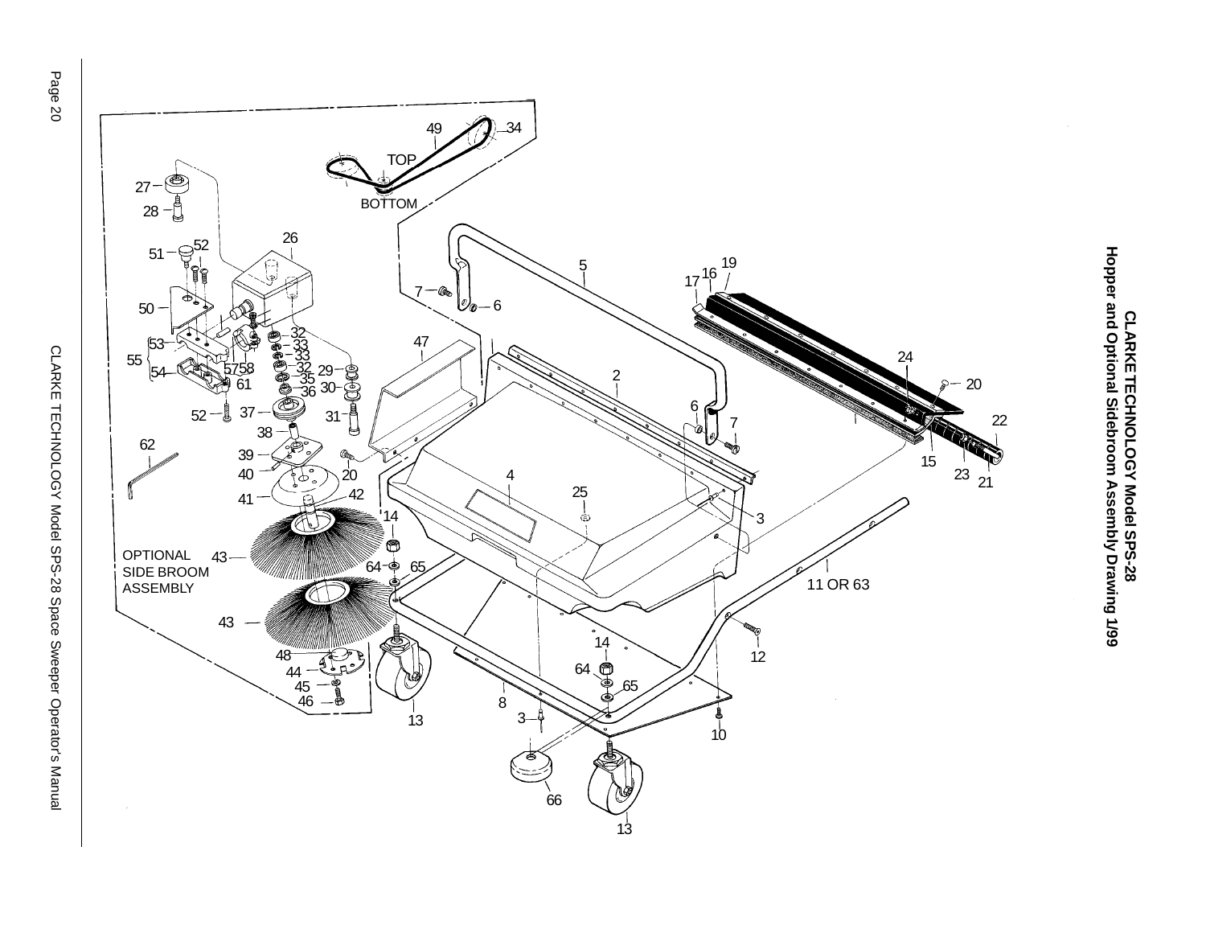# CLARKE TECHNOLOGY Model SPS-28

## Hopper and Optional Sidebroom Assembly Drawing 1/99

TOP

BOTTOM

OPTIONAL SIDE BROOM ASSEMBLY

1 2 3 4 5 6 7 8 10 11 OR 63 12 13 14 15 16 17 19 20 21 22 23 24 25 26 27 28 29 30 31 32 33 34 35 36 37 38 39 40 41 42 43 44 45 46 47 48 49 50 51 52 53 54 55 57 58 61 62 64 65 66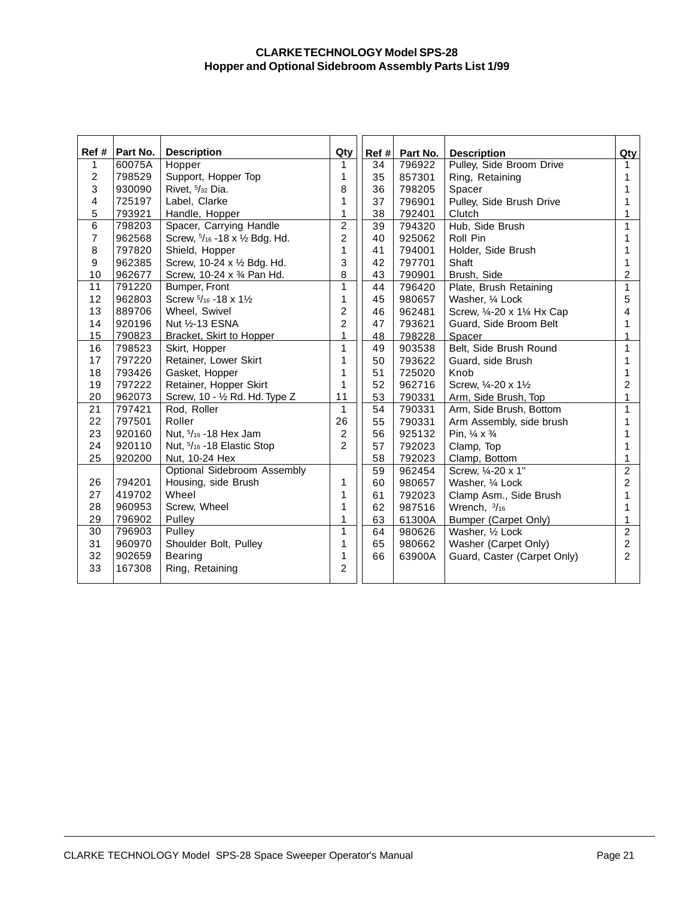**CLARKE TECHNOLOGY Model SPS-28**
**Hopper and Optional Sidebroom Assembly Parts List 1/99**

| Ref # | Part No. | Description | Qty |
|---|---|---|---|
| 1 | 60075A | Hopper | 1 |
| 2 | 798529 | Support, Hopper Top | 1 |
| 3 | 930090 | Rivet, 5/32 Dia. | 8 |
| 4 | 725197 | Label, Clarke | 1 |
| 5 | 793921 | Handle, Hopper | 1 |
| 6 | 798203 | Spacer, Carrying Handle | 2 |
| 7 | 962568 | Screw, 5/16 -18 x ½ Bdg. Hd. | 2 |
| 8 | 797820 | Shield, Hopper | 1 |
| 9 | 962385 | Screw, 10-24 x ½ Bdg. Hd. | 3 |
| 10 | 962677 | Screw, 10-24 x ¾ Pan Hd. | 8 |
| 11 | 791220 | Bumper, Front | 1 |
| 12 | 962803 | Screw 5/16 -18 x 1½ | 1 |
| 13 | 889706 | Wheel, Swivel | 2 |
| 14 | 920196 | Nut ½-13 ESNA | 2 |
| 15 | 790823 | Bracket, Skirt to Hopper | 1 |
| 16 | 798523 | Skirt, Hopper | 1 |
| 17 | 797220 | Retainer, Lower Skirt | 1 |
| 18 | 793426 | Gasket, Hopper | 1 |
| 19 | 797222 | Retainer, Hopper Skirt | 1 |
| 20 | 962073 | Screw, 10 - ½ Rd. Hd. Type Z | 11 |
| 21 | 797421 | Rod, Roller | 1 |
| 22 | 797501 | Roller | 26 |
| 23 | 920160 | Nut, 5/16 -18 Hex Jam | 2 |
| 24 | 920110 | Nut, 5/16 -18 Elastic Stop | 2 |
| 25 | 920200 | Nut, 10-24 Hex | |
| | | Optional Sidebroom Assembly | |
| 26 | 794201 | Housing, side Brush | 1 |
| 27 | 419702 | Wheel | 1 |
| 28 | 960953 | Screw, Wheel | 1 |
| 29 | 796902 | Pulley | 1 |
| 30 | 796903 | Pulley | 1 |
| 31 | 960970 | Shoulder Bolt, Pulley | 1 |
| 32 | 902659 | Bearing | 1 |
| 33 | 167308 | Ring, Retaining | 2 |
| 34 | 796922 | Pulley, Side Broom Drive | 1 |
| 35 | 857301 | Ring, Retaining | 1 |
| 36 | 798205 | Spacer | 1 |
| 37 | 796901 | Pulley, Side Brush Drive | 1 |
| 38 | 792401 | Clutch | 1 |
| 39 | 794320 | Hub, Side Brush | 1 |
| 40 | 925062 | Roll Pin | 1 |
| 41 | 794001 | Holder, Side Brush | 1 |
| 42 | 797701 | Shaft | 1 |
| 43 | 790901 | Brush, Side | 2 |
| 44 | 796420 | Plate, Brush Retaining | 1 |
| 45 | 980657 | Washer, ¼ Lock | 5 |
| 46 | 962481 | Screw, ¼-20 x 1¼ Hx Cap | 4 |
| 47 | 793621 | Guard, Side Broom Belt | 1 |
| 48 | 798228 | Spacer | 1 |
| 49 | 903538 | Belt, Side Brush Round | 1 |
| 50 | 793622 | Guard, side Brush | 1 |
| 51 | 725020 | Knob | 1 |
| 52 | 962716 | Screw, ¼-20 x 1½ | 2 |
| 53 | 790331 | Arm, Side Brush, Top | 1 |
| 54 | 790331 | Arm, Side Brush, Bottom | 1 |
| 55 | 790331 | Arm Assembly, side brush | 1 |
| 56 | 925132 | Pin, ¼ x ¾ | 1 |
| 57 | 792023 | Clamp, Top | 1 |
| 58 | 792023 | Clamp, Bottom | 1 |
| 59 | 962454 | Screw, ¼-20 x 1" | 2 |
| 60 | 980657 | Washer, ¼ Lock | 2 |
| 61 | 792023 | Clamp Asm., Side Brush | 1 |
| 62 | 987516 | Wrench, 3/16 | 1 |
| 63 | 61300A | Bumper (Carpet Only) | 1 |
| 64 | 980626 | Washer, ½ Lock | 2 |
| 65 | 980662 | Washer (Carpet Only) | 2 |
| 66 | 63900A | Guard, Caster (Carpet Only) | 2 |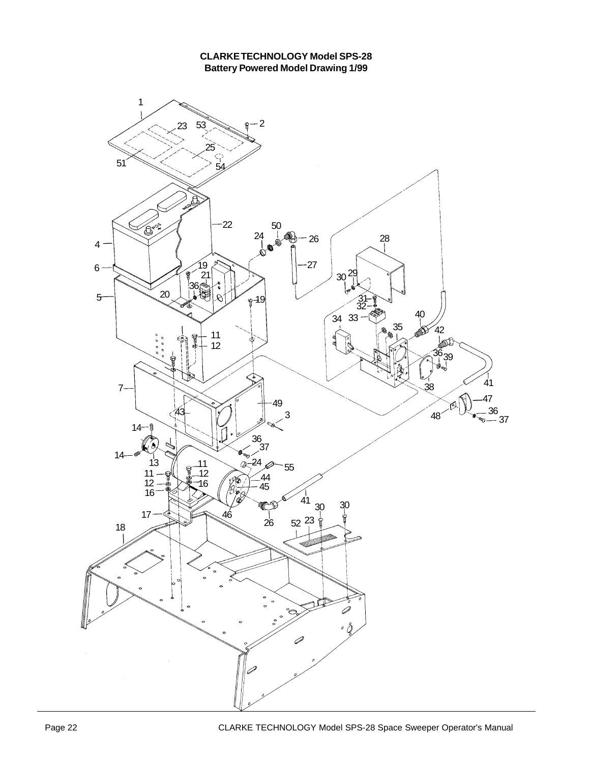**CLARKE TECHNOLOGY Model SPS-28**
**Battery Powered Model Drawing 1/99**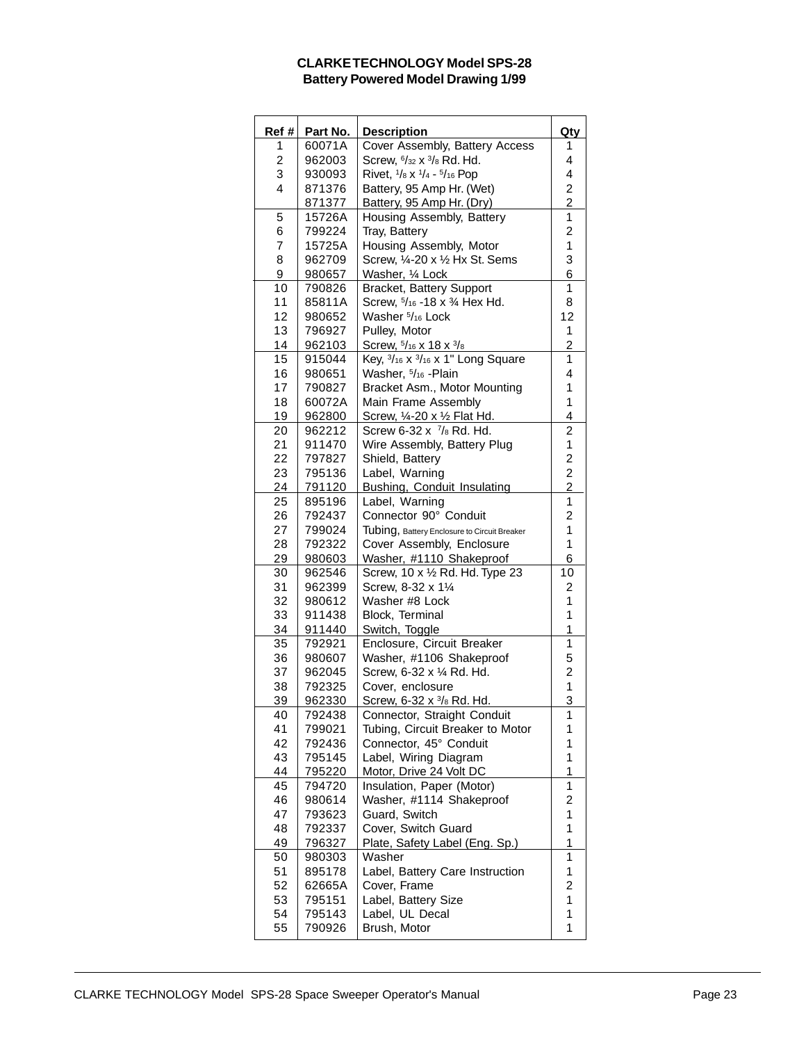**CLARKE TECHNOLOGY Model SPS-28**
**Battery Powered Model Drawing 1/99**

| Ref # | Part No. | Description | Qty |
|---|---|---|---|
| 1 | 60071A | Cover Assembly, Battery Access | 1 |
| 2 | 962003 | Screw, 6/32 x 3/8 Rd. Hd. | 4 |
| 3 | 930093 | Rivet, 1/8 x 1/4 - 5/16 Pop | 4 |
| 4 | 871376 | Battery, 95 Amp Hr. (Wet) | 2 |
| | 871377 | Battery, 95 Amp Hr. (Dry) | 2 |
| 5 | 15726A | Housing Assembly, Battery | 1 |
| 6 | 799224 | Tray, Battery | 2 |
| 7 | 15725A | Housing Assembly, Motor | 1 |
| 8 | 962709 | Screw, ¼-20 x ½ Hx St. Sems | 3 |
| 9 | 980657 | Washer, ¼ Lock | 6 |
| 10 | 790826 | Bracket, Battery Support | 1 |
| 11 | 85811A | Screw, 5/16 -18 x ¾ Hex Hd. | 8 |
| 12 | 980652 | Washer 5/16 Lock | 12 |
| 13 | 796927 | Pulley, Motor | 1 |
| 14 | 962103 | Screw, 5/16 x 18 x 3/8 | 2 |
| 15 | 915044 | Key, 3/16 x 3/16 x 1" Long Square | 1 |
| 16 | 980651 | Washer, 5/16 -Plain | 4 |
| 17 | 790827 | Bracket Asm., Motor Mounting | 1 |
| 18 | 60072A | Main Frame Assembly | 1 |
| 19 | 962800 | Screw, ¼-20 x ½ Flat Hd. | 4 |
| 20 | 962212 | Screw 6-32 x 7/8 Rd. Hd. | 2 |
| 21 | 911470 | Wire Assembly, Battery Plug | 1 |
| 22 | 797827 | Shield, Battery | 2 |
| 23 | 795136 | Label, Warning | 2 |
| 24 | 791120 | Bushing, Conduit Insulating | 2 |
| 25 | 895196 | Label, Warning | 1 |
| 26 | 792437 | Connector 90° Conduit | 2 |
| 27 | 799024 | Tubing, Battery Enclosure to Circuit Breaker | 1 |
| 28 | 792322 | Cover Assembly, Enclosure | 1 |
| 29 | 980603 | Washer, #1110 Shakeproof | 6 |
| 30 | 962546 | Screw, 10 x ½ Rd. Hd. Type 23 | 10 |
| 31 | 962399 | Screw, 8-32 x 1¼ | 2 |
| 32 | 980612 | Washer #8 Lock | 1 |
| 33 | 911438 | Block, Terminal | 1 |
| 34 | 911440 | Switch, Toggle | 1 |
| 35 | 792921 | Enclosure, Circuit Breaker | 1 |
| 36 | 980607 | Washer, #1106 Shakeproof | 5 |
| 37 | 962045 | Screw, 6-32 x ¼ Rd. Hd. | 2 |
| 38 | 792325 | Cover, enclosure | 1 |
| 39 | 962330 | Screw, 6-32 x 3/8 Rd. Hd. | 3 |
| 40 | 792438 | Connector, Straight Conduit | 1 |
| 41 | 799021 | Tubing, Circuit Breaker to Motor | 1 |
| 42 | 792436 | Connector, 45° Conduit | 1 |
| 43 | 795145 | Label, Wiring Diagram | 1 |
| 44 | 795220 | Motor, Drive 24 Volt DC | 1 |
| 45 | 794720 | Insulation, Paper (Motor) | 1 |
| 46 | 980614 | Washer, #1114 Shakeproof | 2 |
| 47 | 793623 | Guard, Switch | 1 |
| 48 | 792337 | Cover, Switch Guard | 1 |
| 49 | 796327 | Plate, Safety Label (Eng. Sp.) | 1 |
| 50 | 980303 | Washer | 1 |
| 51 | 895178 | Label, Battery Care Instruction | 1 |
| 52 | 62665A | Cover, Frame | 2 |
| 53 | 795151 | Label, Battery Size | 1 |
| 54 | 795143 | Label, UL Decal | 1 |
| 55 | 790926 | Brush, Motor | 1 |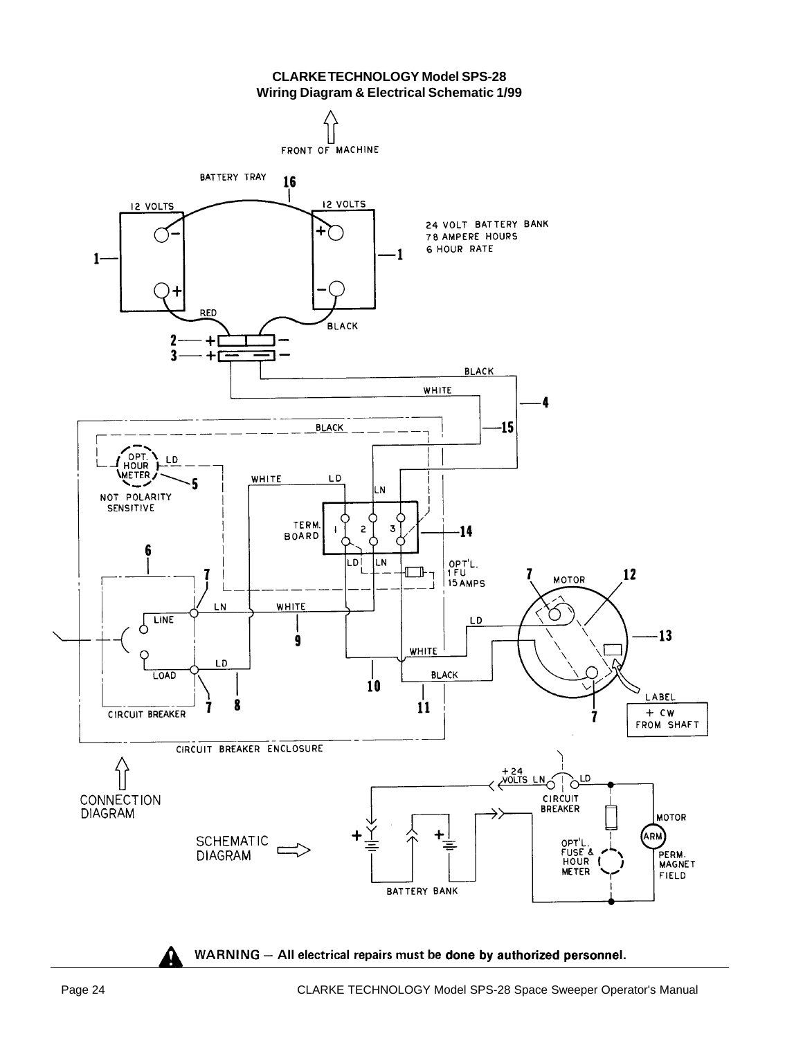# CLARKE TECHNOLOGY Model SPS-28
## Wiring Diagram & Electrical Schematic 1/99

FRONT OF MACHINE

BATTERY TRAY 16

12 VOLTS 12 VOLTS

24 VOLT BATTERY BANK
78 AMPERE HOURS
6 HOUR RATE

RED BLACK

BLACK WHITE

BLACK

OPT. HOUR METER LD

NOT POLARITY SENSITIVE

WHITE LD LN

TERM. BOARD 1 2 3

LD LN

OPT'L. 1 FU 15 AMPS

LINE LN WHITE

LOAD LD

CIRCUIT BREAKER

WHITE BLACK

MOTOR

LABEL + CW FROM SHAFT

CIRCUIT BREAKER ENCLOSURE

CONNECTION DIAGRAM

SCHEMATIC DIAGRAM

+24 VOLTS LN LD

CIRCUIT BREAKER

MOTOR ARM PERM. MAGNET FIELD

OPT'L. FUSE & HOUR METER

BATTERY BANK

**WARNING – All electrical repairs must be done by authorized personnel.**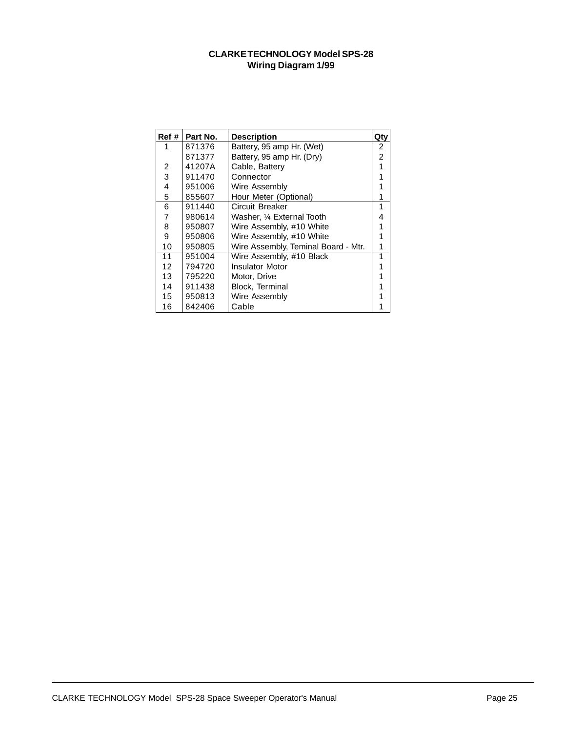# CLARKE TECHNOLOGY Model SPS-28
## Wiring Diagram 1/99

| Ref # | Part No. | Description | Qty |
|---|---|---|---|
| 1 | 871376 | Battery, 95 amp Hr. (Wet) | 2 |
| | 871377 | Battery, 95 amp Hr. (Dry) | 2 |
| 2 | 41207A | Cable, Battery | 1 |
| 3 | 911470 | Connector | 1 |
| 4 | 951006 | Wire Assembly | 1 |
| 5 | 855607 | Hour Meter (Optional) | 1 |
| 6 | 911440 | Circuit Breaker | 1 |
| 7 | 980614 | Washer, ¼ External Tooth | 4 |
| 8 | 950807 | Wire Assembly, #10 White | 1 |
| 9 | 950806 | Wire Assembly, #10 White | 1 |
| 10 | 950805 | Wire Assembly, Teminal Board - Mtr. | 1 |
| 11 | 951004 | Wire Assembly, #10 Black | 1 |
| 12 | 794720 | Insulator Motor | 1 |
| 13 | 795220 | Motor, Drive | 1 |
| 14 | 911438 | Block, Terminal | 1 |
| 15 | 950813 | Wire Assembly | 1 |
| 16 | 842406 | Cable | 1 |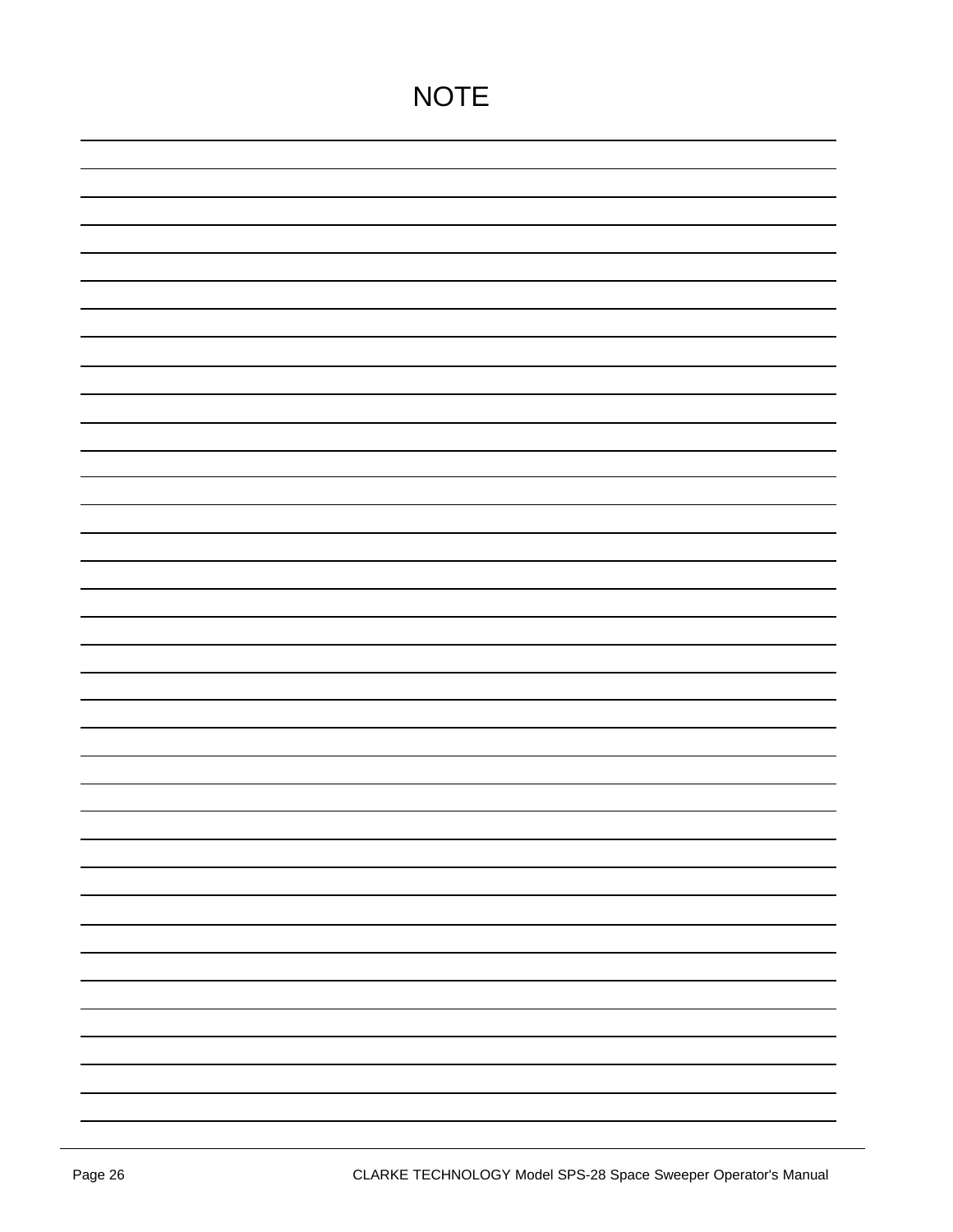# NOTE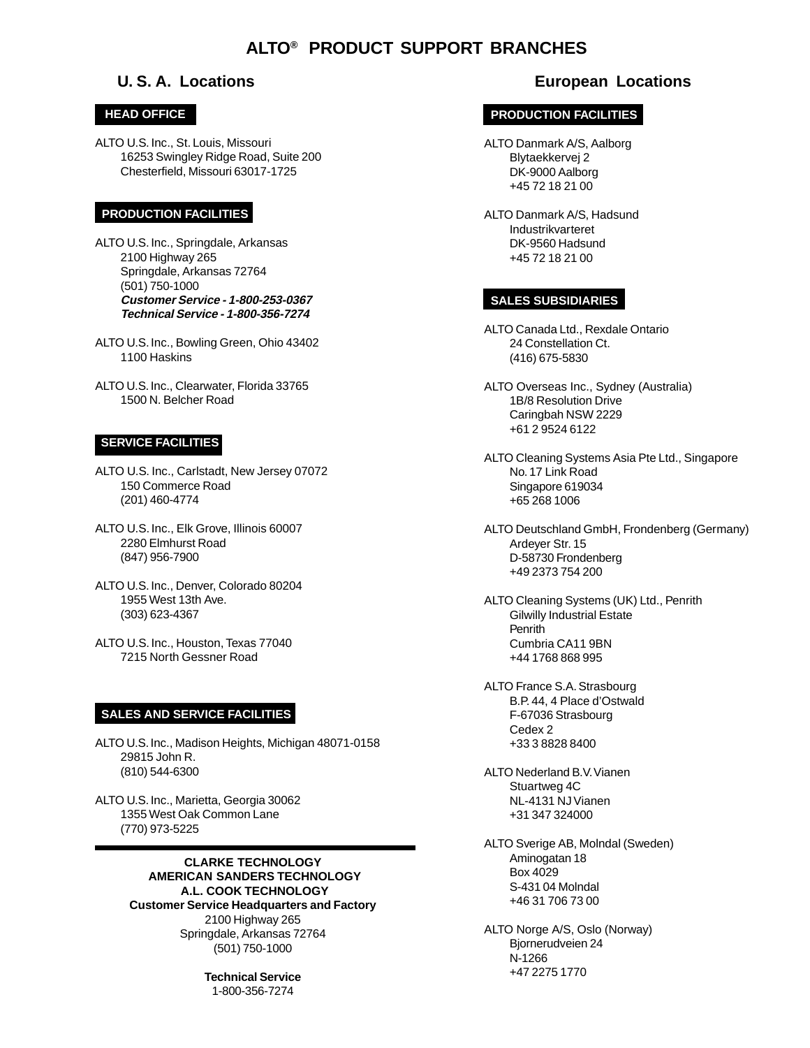# ALTO® PRODUCT SUPPORT BRANCHES

## U. S. A. Locations

### HEAD OFFICE

ALTO U.S. Inc., St. Louis, Missouri
16253 Swingley Ridge Road, Suite 200
Chesterfield, Missouri 63017-1725

### PRODUCTION FACILITIES

ALTO U.S. Inc., Springdale, Arkansas
2100 Highway 265
Springdale, Arkansas 72764
(501) 750-1000
***Customer Service - 1-800-253-0367***
***Technical Service - 1-800-356-7274***

ALTO U.S. Inc., Bowling Green, Ohio 43402
1100 Haskins

ALTO U.S. Inc., Clearwater, Florida 33765
1500 N. Belcher Road

### SERVICE FACILITIES

ALTO U.S. Inc., Carlstadt, New Jersey 07072
150 Commerce Road
(201) 460-4774

ALTO U.S. Inc., Elk Grove, Illinois 60007
2280 Elmhurst Road
(847) 956-7900

ALTO U.S. Inc., Denver, Colorado 80204
1955 West 13th Ave.
(303) 623-4367

ALTO U.S. Inc., Houston, Texas 77040
7215 North Gessner Road

### SALES AND SERVICE FACILITIES

ALTO U.S. Inc., Madison Heights, Michigan 48071-0158
29815 John R.
(810) 544-6300

ALTO U.S. Inc., Marietta, Georgia 30062
1355 West Oak Common Lane
(770) 973-5225

---

**CLARKE TECHNOLOGY**
**AMERICAN SANDERS TECHNOLOGY**
**A.L. COOK TECHNOLOGY**
**Customer Service Headquarters and Factory**
2100 Highway 265
Springdale, Arkansas 72764
(501) 750-1000

**Technical Service**
1-800-356-7274

## European Locations

### PRODUCTION FACILITIES

ALTO Danmark A/S, Aalborg
Blytaekkervej 2
DK-9000 Aalborg
+45 72 18 21 00

ALTO Danmark A/S, Hadsund
Industrikvarteret
DK-9560 Hadsund
+45 72 18 21 00

### SALES SUBSIDIARIES

ALTO Canada Ltd., Rexdale Ontario
24 Constellation Ct.
(416) 675-5830

ALTO Overseas Inc., Sydney (Australia)
1B/8 Resolution Drive
Caringbah NSW 2229
+61 2 9524 6122

ALTO Cleaning Systems Asia Pte Ltd., Singapore
No. 17 Link Road
Singapore 619034
+65 268 1006

ALTO Deutschland GmbH, Frondenberg (Germany)
Ardeyer Str. 15
D-58730 Frondenberg
+49 2373 754 200

ALTO Cleaning Systems (UK) Ltd., Penrith
Gilwilly Industrial Estate
Penrith
Cumbria CA11 9BN
+44 1768 868 995

ALTO France S.A. Strasbourg
B.P. 44, 4 Place d'Ostwald
F-67036 Strasbourg
Cedex 2
+33 3 8828 8400

ALTO Nederland B.V. Vianen
Stuartweg 4C
NL-4131 NJ Vianen
+31 347 324000

ALTO Sverige AB, Molndal (Sweden)
Aminogatan 18
Box 4029
S-431 04 Molndal
+46 31 706 73 00

ALTO Norge A/S, Oslo (Norway)
Bjornerudveien 24
N-1266
+47 2275 1770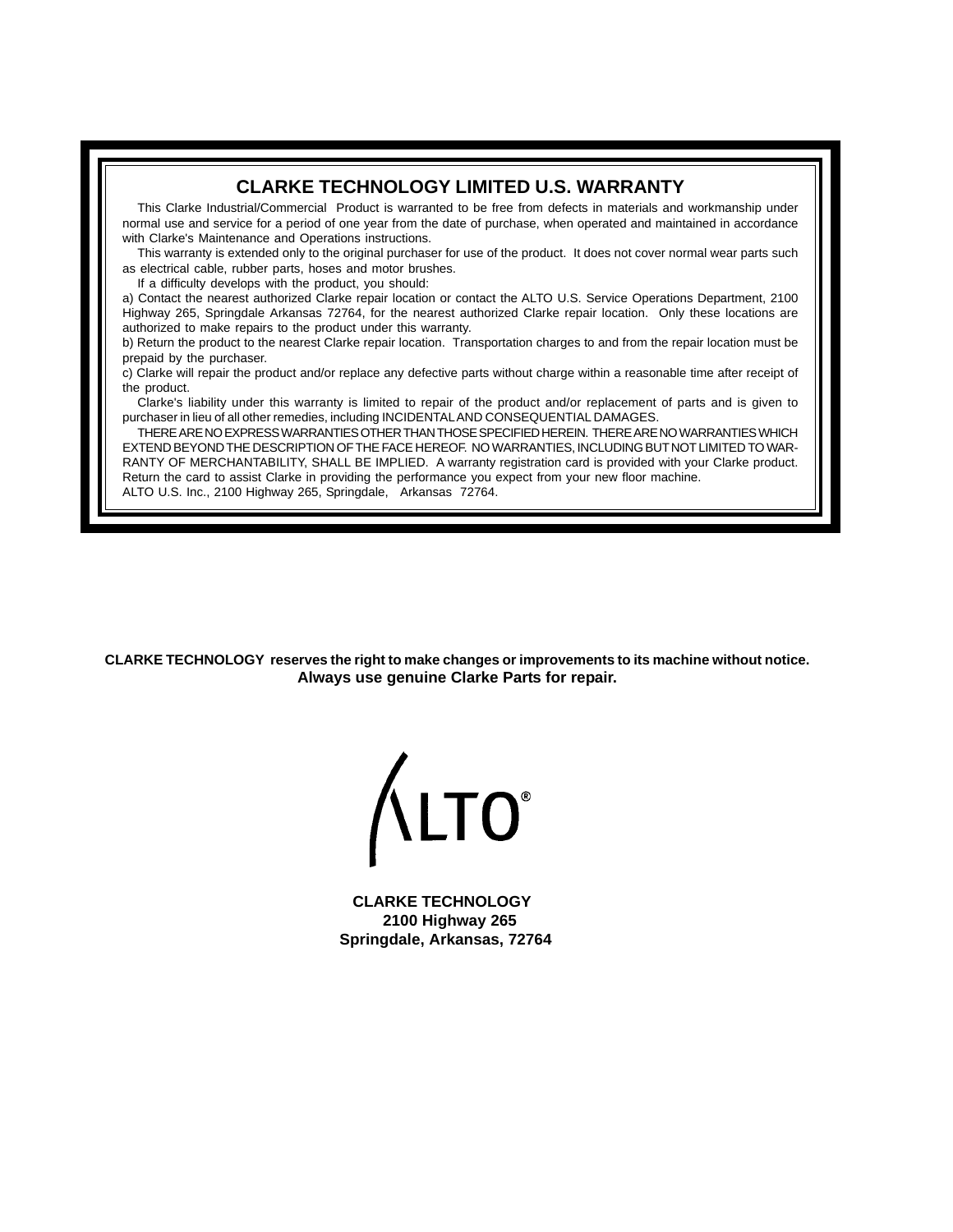## CLARKE TECHNOLOGY LIMITED U.S. WARRANTY

This Clarke Industrial/Commercial Product is warranted to be free from defects in materials and workmanship under normal use and service for a period of one year from the date of purchase, when operated and maintained in accordance with Clarke's Maintenance and Operations instructions.

This warranty is extended only to the original purchaser for use of the product. It does not cover normal wear parts such as electrical cable, rubber parts, hoses and motor brushes.

If a difficulty develops with the product, you should:

a) Contact the nearest authorized Clarke repair location or contact the ALTO U.S. Service Operations Department, 2100 Highway 265, Springdale Arkansas 72764, for the nearest authorized Clarke repair location. Only these locations are authorized to make repairs to the product under this warranty.

b) Return the product to the nearest Clarke repair location. Transportation charges to and from the repair location must be prepaid by the purchaser.

c) Clarke will repair the product and/or replace any defective parts without charge within a reasonable time after receipt of the product.

Clarke's liability under this warranty is limited to repair of the product and/or replacement of parts and is given to purchaser in lieu of all other remedies, including INCIDENTAL AND CONSEQUENTIAL DAMAGES.

THERE ARE NO EXPRESS WARRANTIES OTHER THAN THOSE SPECIFIED HEREIN. THERE ARE NO WARRANTIES WHICH EXTEND BEYOND THE DESCRIPTION OF THE FACE HEREOF. NO WARRANTIES, INCLUDING BUT NOT LIMITED TO WARRANTY OF MERCHANTABILITY, SHALL BE IMPLIED. A warranty registration card is provided with your Clarke product. Return the card to assist Clarke in providing the performance you expect from your new floor machine.

ALTO U.S. Inc., 2100 Highway 265, Springdale, Arkansas 72764.

**CLARKE TECHNOLOGY reserves the right to make changes or improvements to its machine without notice.**
**Always use genuine Clarke Parts for repair.**

ALTO®

**CLARKE TECHNOLOGY**
**2100 Highway 265**
**Springdale, Arkansas, 72764**